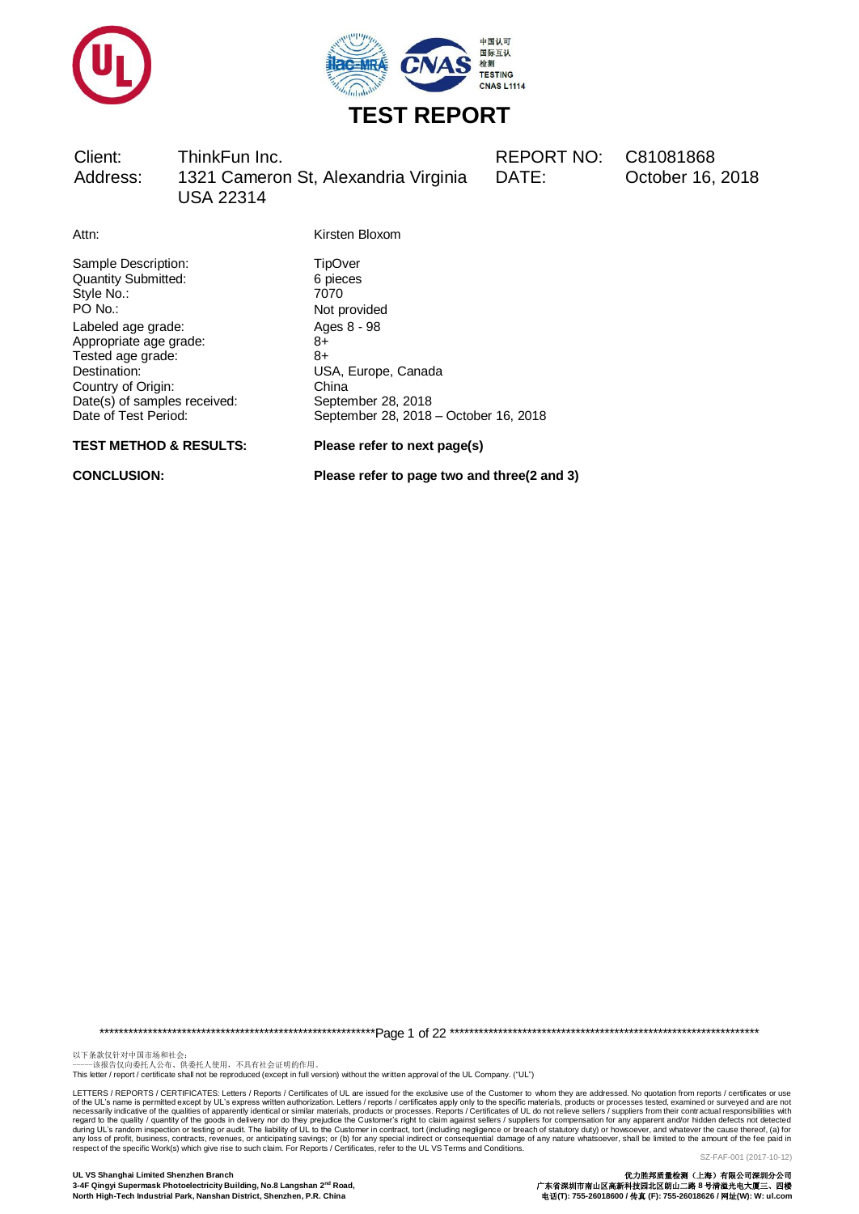# TEST REPORT

| Client: | ThinkFun Inc. | REPORT NO: | C81081868 |
|---|---|---|---|
| Address: | 1321 Cameron St, Alexandria Virginia USA 22314 | DATE: | October 16, 2018 |

| | |
|---|---|
| Attn: | Kirsten Bloxom |
| Sample Description: | TipOver |
| Quantity Submitted: | 6 pieces |
| Style No.: | 7070 |
| PO No.: | Not provided |
| Labeled age grade: | Ages 8 - 98 |
| Appropriate age grade: | 8+ |
| Tested age grade: | 8+ |
| Destination: | USA, Europe, Canada |
| Country of Origin: | China |
| Date(s) of samples received: | September 28, 2018 |
| Date of Test Period: | September 28, 2018 – October 16, 2018 |

**TEST METHOD & RESULTS:** **Please refer to next page(s)**

**CONCLUSION:** **Please refer to page two and three(2 and 3)**

以下条款仅针对中国市场和社会：
——该报告仅向委托人公布、供委托人使用，不具有社会证明的作用。
This letter / report / certificate shall not be reproduced (except in full version) without the written approval of the UL Company. ("UL")

LETTERS / REPORTS / CERTIFICATES: Letters / Reports / Certificates of UL are issued for the exclusive use of the Customer to whom they are addressed. No quotation from reports / certificates or use of the UL's name is permitted except by UL's express written authorization. Letters / reports / certificates apply only to the specific materials, products or processes tested, examined or surveyed and are not necessarily indicative of the qualities of apparently identical or similar materials, products or processes. Reports / Certificates of UL do not relieve sellers / suppliers from their contractual responsibilities with regard to the quality / quantity of the goods in delivery nor do they prejudice the Customer's right to claim against sellers / suppliers for compensation for any apparent and/or hidden defects not detected during UL's random inspection or testing or audit. The liability of UL to the Customer in contract, tort (including negligence or breach of statutory duty) or howsoever, and whatever the cause thereof, (a) for any loss of profit, business, contracts, revenues, or anticipating savings; or (b) for any special indirect or consequential damage of any nature whatsoever, shall be limited to the amount of the fee paid in respect of the specific Work(s) which give rise to such claim. For Reports / Certificates, refer to the UL VS Terms and Conditions.

SZ-FAF-001 (2017-10-12)

**UL VS Shanghai Limited Shenzhen Branch**
**3-4F Qingyi Supermask Photoelectricity Building, No.8 Langshan 2nd Road, North High-Tech Industrial Park, Nanshan District, Shenzhen, P.R. China**

**优力胜邦质量检测（上海）有限公司深圳分公司**
**广东省深圳市南山区高新科技园北区朗山二路 8 号清溢光电大厦三、四楼**
**电话(T): 755-26018600 / 传真 (F): 755-26018626 / 网址(W): W: ul.com**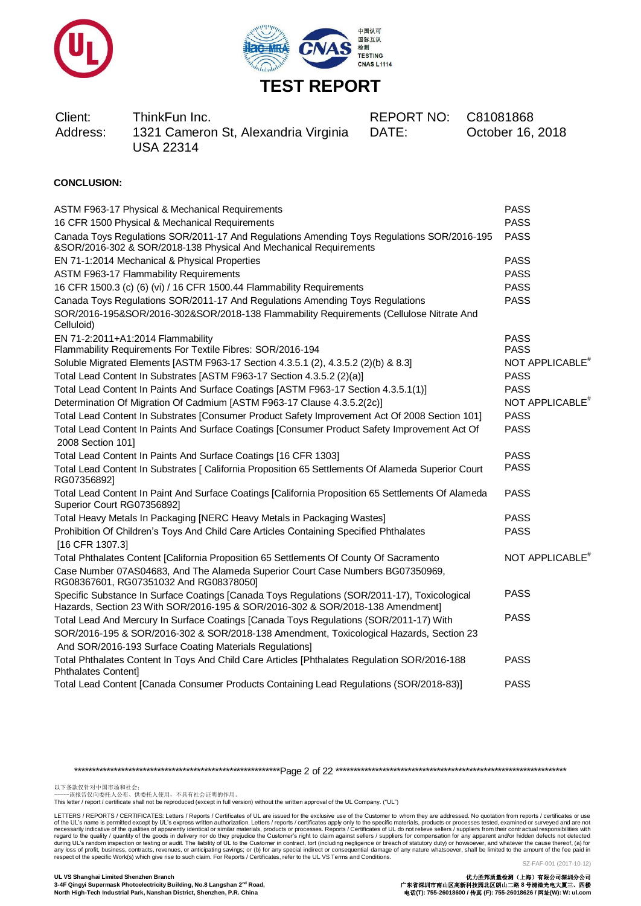# TEST REPORT

| | | | |
|---|---|---|---|
| Client: | ThinkFun Inc. | REPORT NO: | C81081868 |
| Address: | 1321 Cameron St, Alexandria Virginia USA 22314 | DATE: | October 16, 2018 |

**CONCLUSION:**

| Test | Result |
|---|---|
| ASTM F963-17 Physical & Mechanical Requirements | PASS |
| 16 CFR 1500 Physical & Mechanical Requirements | PASS |
| Canada Toys Regulations SOR/2011-17 And Regulations Amending Toys Regulations SOR/2016-195 &SOR/2016-302 & SOR/2018-138 Physical And Mechanical Requirements | PASS |
| EN 71-1:2014 Mechanical & Physical Properties | PASS |
| ASTM F963-17 Flammability Requirements | PASS |
| 16 CFR 1500.3 (c) (6) (vi) / 16 CFR 1500.44 Flammability Requirements | PASS |
| Canada Toys Regulations SOR/2011-17 And Regulations Amending Toys Regulations SOR/2016-195&SOR/2016-302&SOR/2018-138 Flammability Requirements (Cellulose Nitrate And Celluloid) | PASS |
| EN 71-2:2011+A1:2014 Flammability | PASS |
| Flammability Requirements For Textile Fibres: SOR/2016-194 | PASS |
| Soluble Migrated Elements [ASTM F963-17 Section 4.3.5.1 (2), 4.3.5.2 (2)(b) & 8.3] | NOT APPLICABLE# |
| Total Lead Content In Substrates [ASTM F963-17 Section 4.3.5.2 (2)(a)] | PASS |
| Total Lead Content In Paints And Surface Coatings [ASTM F963-17 Section 4.3.5.1(1)] | PASS |
| Determination Of Migration Of Cadmium [ASTM F963-17 Clause 4.3.5.2(2c)] | NOT APPLICABLE# |
| Total Lead Content In Substrates [Consumer Product Safety Improvement Act Of 2008 Section 101] | PASS |
| Total Lead Content In Paints And Surface Coatings [Consumer Product Safety Improvement Act Of 2008 Section 101] | PASS |
| Total Lead Content In Paints And Surface Coatings [16 CFR 1303] | PASS |
| Total Lead Content In Substrates [ California Proposition 65 Settlements Of Alameda Superior Court RG07356892] | PASS |
| Total Lead Content In Paint And Surface Coatings [California Proposition 65 Settlements Of Alameda Superior Court RG07356892] | PASS |
| Total Heavy Metals In Packaging [NERC Heavy Metals in Packaging Wastes] | PASS |
| Prohibition Of Children's Toys And Child Care Articles Containing Specified Phthalates [16 CFR 1307.3] | PASS |
| Total Phthalates Content [California Proposition 65 Settlements Of County Of Sacramento Case Number 07AS04683, And The Alameda Superior Court Case Numbers BG07350969, RG08367601, RG07351032 And RG08378050] | NOT APPLICABLE# |
| Specific Substance In Surface Coatings [Canada Toys Regulations (SOR/2011-17), Toxicological Hazards, Section 23 With SOR/2016-195 & SOR/2016-302 & SOR/2018-138 Amendment] | PASS |
| Total Lead And Mercury In Surface Coatings [Canada Toys Regulations (SOR/2011-17) With SOR/2016-195 & SOR/2016-302 & SOR/2018-138 Amendment, Toxicological Hazards, Section 23 And SOR/2016-193 Surface Coating Materials Regulations] | PASS |
| Total Phthalates Content In Toys And Child Care Articles [Phthalates Regulation SOR/2016-188 Phthalates Content] | PASS |
| Total Lead Content [Canada Consumer Products Containing Lead Regulations (SOR/2018-83)] | PASS |

以下条款仅针对中国市场和社会：
——该报告仅向委托人公布、供委托人使用，不具有社会证明的作用。
This letter / report / certificate shall not be reproduced (except in full version) without the written approval of the UL Company. ("UL")

LETTERS / REPORTS / CERTIFICATES: Letters / Reports / Certificates of UL are issued for the exclusive use of the Customer to whom they are addressed. No quotation from reports / certificates or use of the UL's name is permitted except by UL's express written authorization. Letters / reports / certificates apply only to the specific materials, products or processes tested, examined or surveyed and are not necessarily indicative of the qualities of apparently identical or similar materials, products or processes. Reports / Certificates of UL do not relieve sellers / suppliers from their contractual responsibilities with regard to the quality / quantity of the goods in delivery nor do they prejudice the Customer's right to claim against sellers / suppliers for compensation for any apparent and/or hidden defects not detected during UL's random inspection or testing or audit. The liability of UL to the Customer in contract, tort (including negligence or breach of statutory duty) or howsoever, and whatever the cause thereof, (a) for any loss of profit, business, contracts, revenues, or anticipating savings; or (b) for any special indirect or consequential damage of any nature whatsoever, shall be limited to the amount of the fee paid in respect of the specific Work(s) which give rise to such claim. For Reports / Certificates, refer to the UL VS Terms and Conditions.

SZ-FAF-001 (2017-10-12)

**UL VS Shanghai Limited Shenzhen Branch**
**3-4F Qingyi Supermask Photoelectricity Building, No.8 Langshan 2nd Road, North High-Tech Industrial Park, Nanshan District, Shenzhen, P.R. China**

**优力胜邦质量检测（上海）有限公司深圳分公司**
**广东省深圳市南山区高新科技园北区朗山二路8号清溢光电大厦三、四楼**
**电话(T): 755-26018600 / 传真 (F): 755-26018626 / 网址(W): W: ul.com**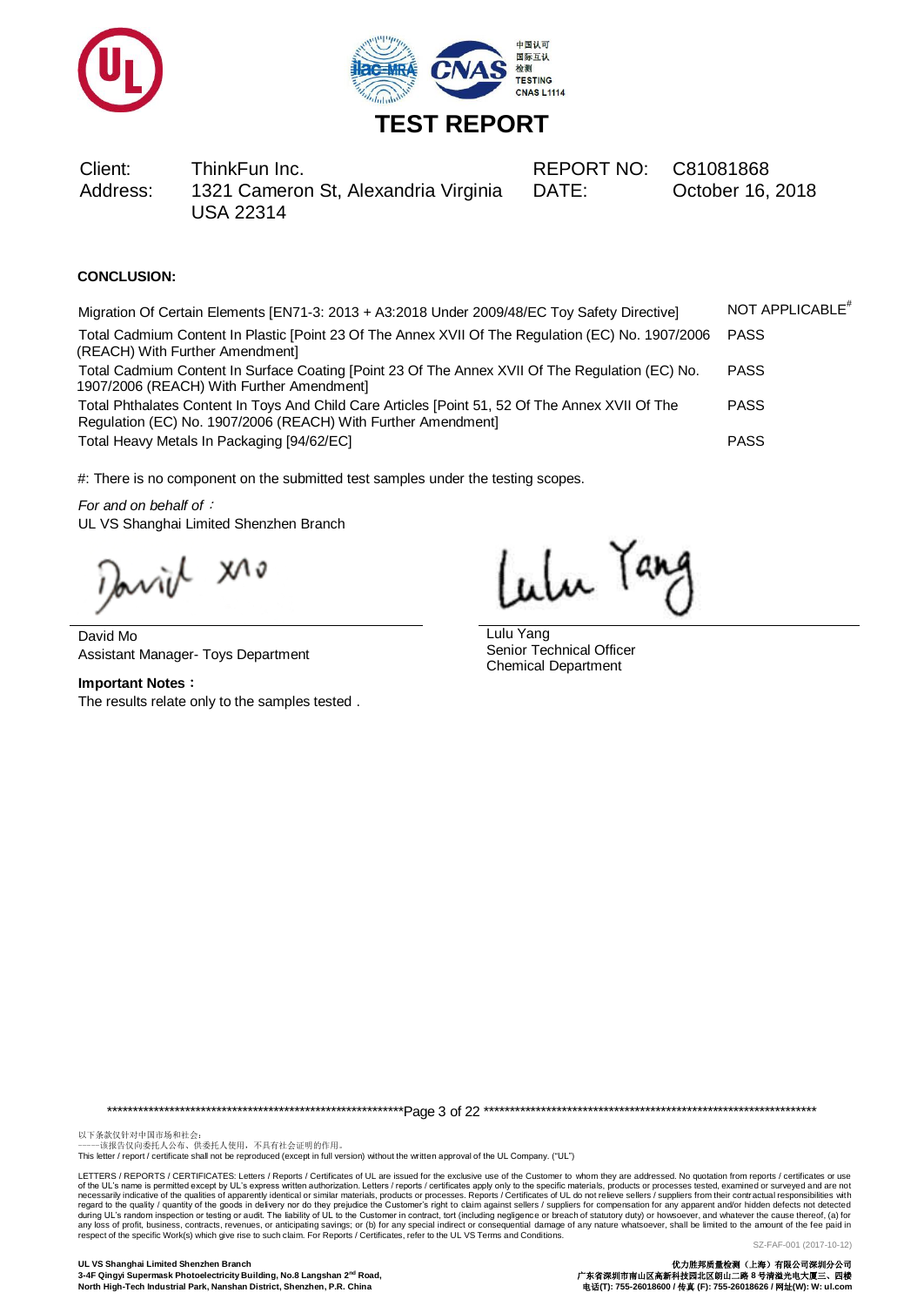# TEST REPORT

| Client: | ThinkFun Inc. | REPORT NO: | C81081868 |
|---|---|---|---|
| Address: | 1321 Cameron St, Alexandria Virginia USA 22314 | DATE: | October 16, 2018 |

**CONCLUSION:**

| | |
|---|---|
| Migration Of Certain Elements [EN71-3: 2013 + A3:2018 Under 2009/48/EC Toy Safety Directive] | NOT APPLICABLE# |
| Total Cadmium Content In Plastic [Point 23 Of The Annex XVII Of The Regulation (EC) No. 1907/2006 (REACH) With Further Amendment] | PASS |
| Total Cadmium Content In Surface Coating [Point 23 Of The Annex XVII Of The Regulation (EC) No. 1907/2006 (REACH) With Further Amendment] | PASS |
| Total Phthalates Content In Toys And Child Care Articles [Point 51, 52 Of The Annex XVII Of The Regulation (EC) No. 1907/2006 (REACH) With Further Amendment] | PASS |
| Total Heavy Metals In Packaging [94/62/EC] | PASS |

#: There is no component on the submitted test samples under the testing scopes.

*For and on behalf of* :
UL VS Shanghai Limited Shenzhen Branch

David Mo
Assistant Manager- Toys Department

Lulu Yang
Senior Technical Officer
Chemical Department

**Important Notes :**
The results relate only to the samples tested .

以下条款仅针对中国市场和社会:
——该报告仅向委托人公布、供委托人使用，不具有社会证明的作用。
This letter / report / certificate shall not be reproduced (except in full version) without the written approval of the UL Company. ("UL")

LETTERS / REPORTS / CERTIFICATES: Letters / Reports / Certificates of UL are issued for the exclusive use of the Customer to whom they are addressed. No quotation from reports / certificates or use of the UL's name is permitted except by UL's express written authorization. Letters / reports / certificates apply only to the specific materials, products or processes tested, examined or surveyed and are not necessarily indicative of the qualities of apparently identical or similar materials, products or processes. Reports / Certificates of UL do not relieve sellers / suppliers from their contractual responsibilities with regard to the quality / quantity of the goods in delivery nor do they prejudice the Customer's right to claim against sellers / suppliers for compensation for any apparent and/or hidden defects not detected during UL's random inspection or testing or audit. The liability of UL to the Customer in contract, tort (including negligence or breach of statutory duty) or howsoever, and whatever the cause thereof, (a) for any loss of profit, business, contracts, revenues, or anticipating savings; or (b) for any special indirect or consequential damage of any nature whatsoever, shall be limited to the amount of the fee paid in respect of the specific Work(s) which give rise to such claim. For Reports / Certificates, refer to the UL VS Terms and Conditions.

SZ-FAF-001 (2017-10-12)

**UL VS Shanghai Limited Shenzhen Branch**
**3-4F Qingyi Supermask Photoelectricity Building, No.8 Langshan 2nd Road, North High-Tech Industrial Park, Nanshan District, Shenzhen, P.R. China**

**优力胜邦质量检测（上海）有限公司深圳分公司**
**广东省深圳市南山区高新科技园北区朗山二路 8 号清溢光电大厦三、四楼**
**电话(T): 755-26018600 / 传真 (F): 755-26018626 / 网址(W): W: ul.com**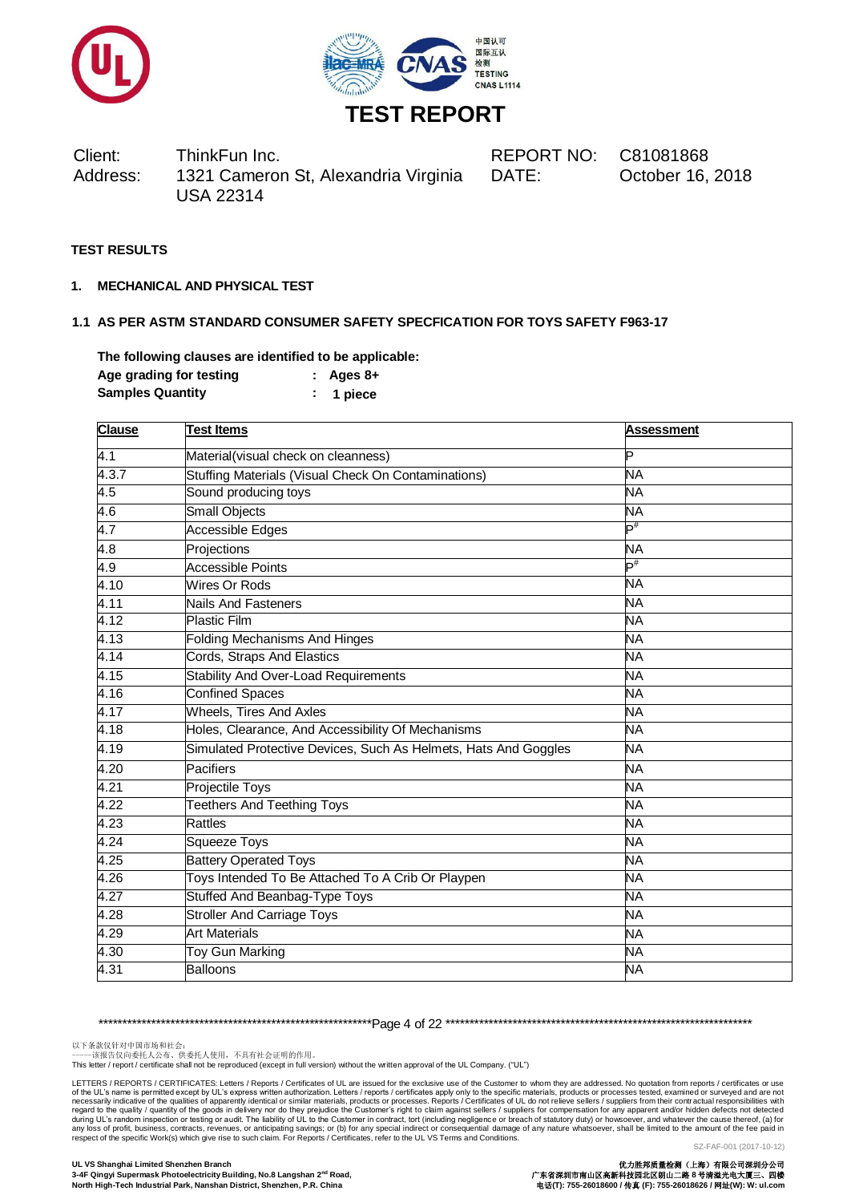# TEST REPORT

| Client: | ThinkFun Inc. | REPORT NO: | C81081868 |
|---|---|---|---|
| Address: | 1321 Cameron St, Alexandria Virginia USA 22314 | DATE: | October 16, 2018 |

**TEST RESULTS**

**1. MECHANICAL AND PHYSICAL TEST**

**1.1 AS PER ASTM STANDARD CONSUMER SAFETY SPECFICATION FOR TOYS SAFETY F963-17**

**The following clauses are identified to be applicable:**

**Age grading for testing : Ages 8+**

**Samples Quantity : 1 piece**

| Clause | Test Items | Assessment |
|---|---|---|
| 4.1 | Material(visual check on cleanness) | P |
| 4.3.7 | Stuffing Materials (Visual Check On Contaminations) | NA |
| 4.5 | Sound producing toys | NA |
| 4.6 | Small Objects | NA |
| 4.7 | Accessible Edges | P# |
| 4.8 | Projections | NA |
| 4.9 | Accessible Points | P# |
| 4.10 | Wires Or Rods | NA |
| 4.11 | Nails And Fasteners | NA |
| 4.12 | Plastic Film | NA |
| 4.13 | Folding Mechanisms And Hinges | NA |
| 4.14 | Cords, Straps And Elastics | NA |
| 4.15 | Stability And Over-Load Requirements | NA |
| 4.16 | Confined Spaces | NA |
| 4.17 | Wheels, Tires And Axles | NA |
| 4.18 | Holes, Clearance, And Accessibility Of Mechanisms | NA |
| 4.19 | Simulated Protective Devices, Such As Helmets, Hats And Goggles | NA |
| 4.20 | Pacifiers | NA |
| 4.21 | Projectile Toys | NA |
| 4.22 | Teethers And Teething Toys | NA |
| 4.23 | Rattles | NA |
| 4.24 | Squeeze Toys | NA |
| 4.25 | Battery Operated Toys | NA |
| 4.26 | Toys Intended To Be Attached To A Crib Or Playpen | NA |
| 4.27 | Stuffed And Beanbag-Type Toys | NA |
| 4.28 | Stroller And Carriage Toys | NA |
| 4.29 | Art Materials | NA |
| 4.30 | Toy Gun Marking | NA |
| 4.31 | Balloons | NA |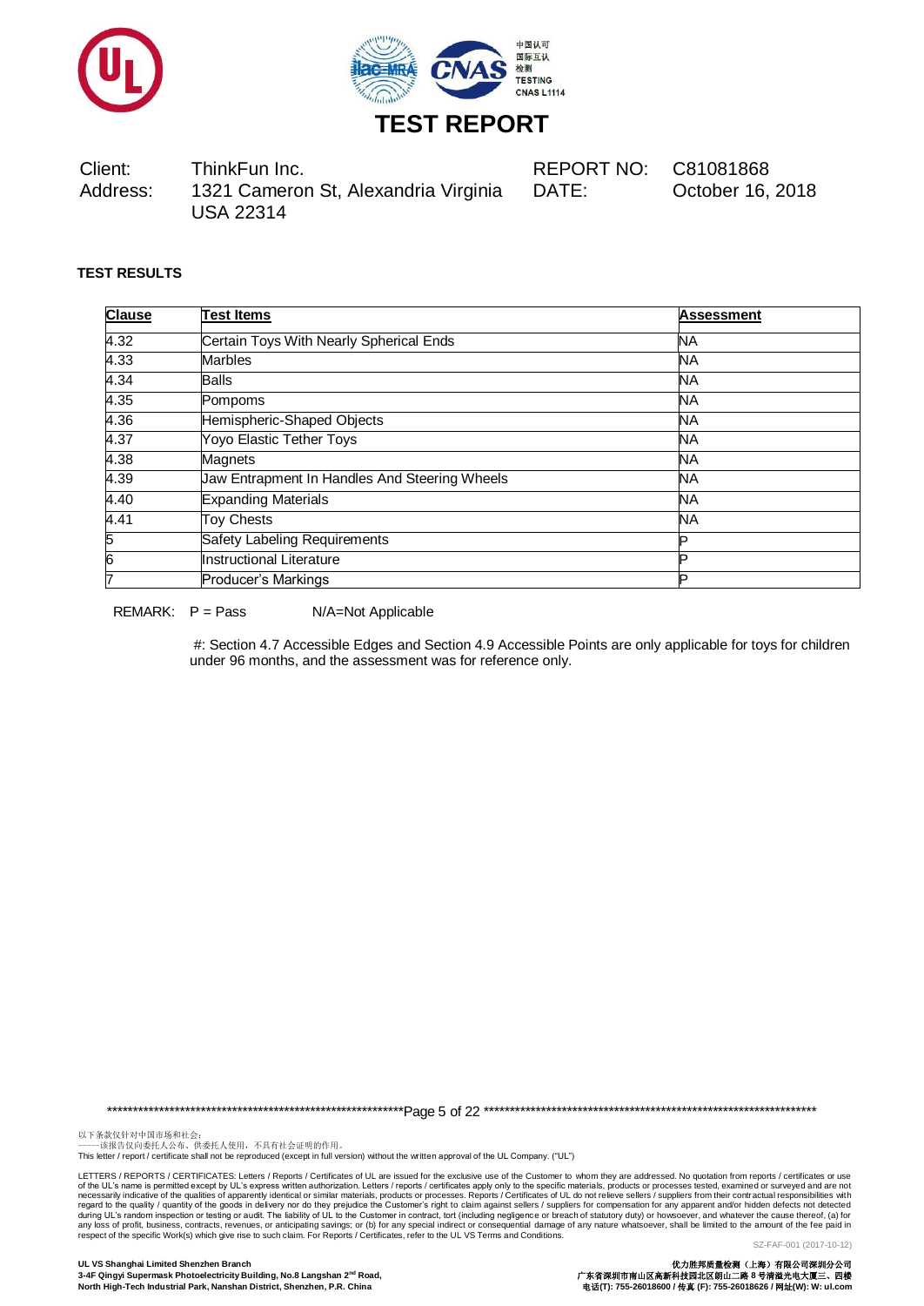# TEST REPORT

| | | | |
|---|---|---|---|
| Client: | ThinkFun Inc. | REPORT NO: | C81081868 |
| Address: | 1321 Cameron St, Alexandria Virginia USA 22314 | DATE: | October 16, 2018 |

**TEST RESULTS**

| Clause | Test Items | Assessment |
|---|---|---|
| 4.32 | Certain Toys With Nearly Spherical Ends | NA |
| 4.33 | Marbles | NA |
| 4.34 | Balls | NA |
| 4.35 | Pompoms | NA |
| 4.36 | Hemispheric-Shaped Objects | NA |
| 4.37 | Yoyo Elastic Tether Toys | NA |
| 4.38 | Magnets | NA |
| 4.39 | Jaw Entrapment In Handles And Steering Wheels | NA |
| 4.40 | Expanding Materials | NA |
| 4.41 | Toy Chests | NA |
| 5 | Safety Labeling Requirements | P |
| 6 | Instructional Literature | P |
| 7 | Producer's Markings | P |

REMARK: P = Pass N/A=Not Applicable

#: Section 4.7 Accessible Edges and Section 4.9 Accessible Points are only applicable for toys for children under 96 months, and the assessment was for reference only.

以下条款仅针对中国市场和社会：
——该报告仅向委托人公布、供委托人使用，不具有社会证明的作用。
This letter / report / certificate shall not be reproduced (except in full version) without the written approval of the UL Company. ("UL")

LETTERS / REPORTS / CERTIFICATES: Letters / Reports / Certificates of UL are issued for the exclusive use of the Customer to whom they are addressed. No quotation from reports / certificates or use of the UL's name is permitted except by UL's express written authorization. Letters / reports / certificates apply only to the specific materials, products or processes tested, examined or surveyed and are not necessarily indicative of the qualities of apparently identical or similar materials, products or processes. Reports / Certificates of UL do not relieve sellers / suppliers from their contractual responsibilities with regard to the quality / quantity of the goods in delivery nor do they prejudice the Customer's right to claim against sellers / suppliers for compensation for any apparent and/or hidden defects not detected during UL's random inspection or testing or audit. The liability of UL to the Customer in contract, tort (including negligence or breach of statutory duty) or howsoever, and whatever the cause thereof, (a) for any loss of profit, business, contracts, revenues, or anticipating savings; or (b) for any special indirect or consequential damage of any nature whatsoever, shall be limited to the amount of the fee paid in respect of the specific Work(s) which give rise to such claim. For Reports / Certificates, refer to the UL VS Terms and Conditions.

SZ-FAF-001 (2017-10-12)

**UL VS Shanghai Limited Shenzhen Branch**
**3-4F Qingyi Supermask Photoelectricity Building, No.8 Langshan 2nd Road, North High-Tech Industrial Park, Nanshan District, Shenzhen, P.R. China**

**优力胜邦质量检测（上海）有限公司深圳分公司**
**广东省深圳市南山区高新科技园北区朗山二路 8 号清溢光电大厦三、四楼**
**电话(T): 755-26018600 / 传真 (F): 755-26018626 / 网址(W): W: ul.com**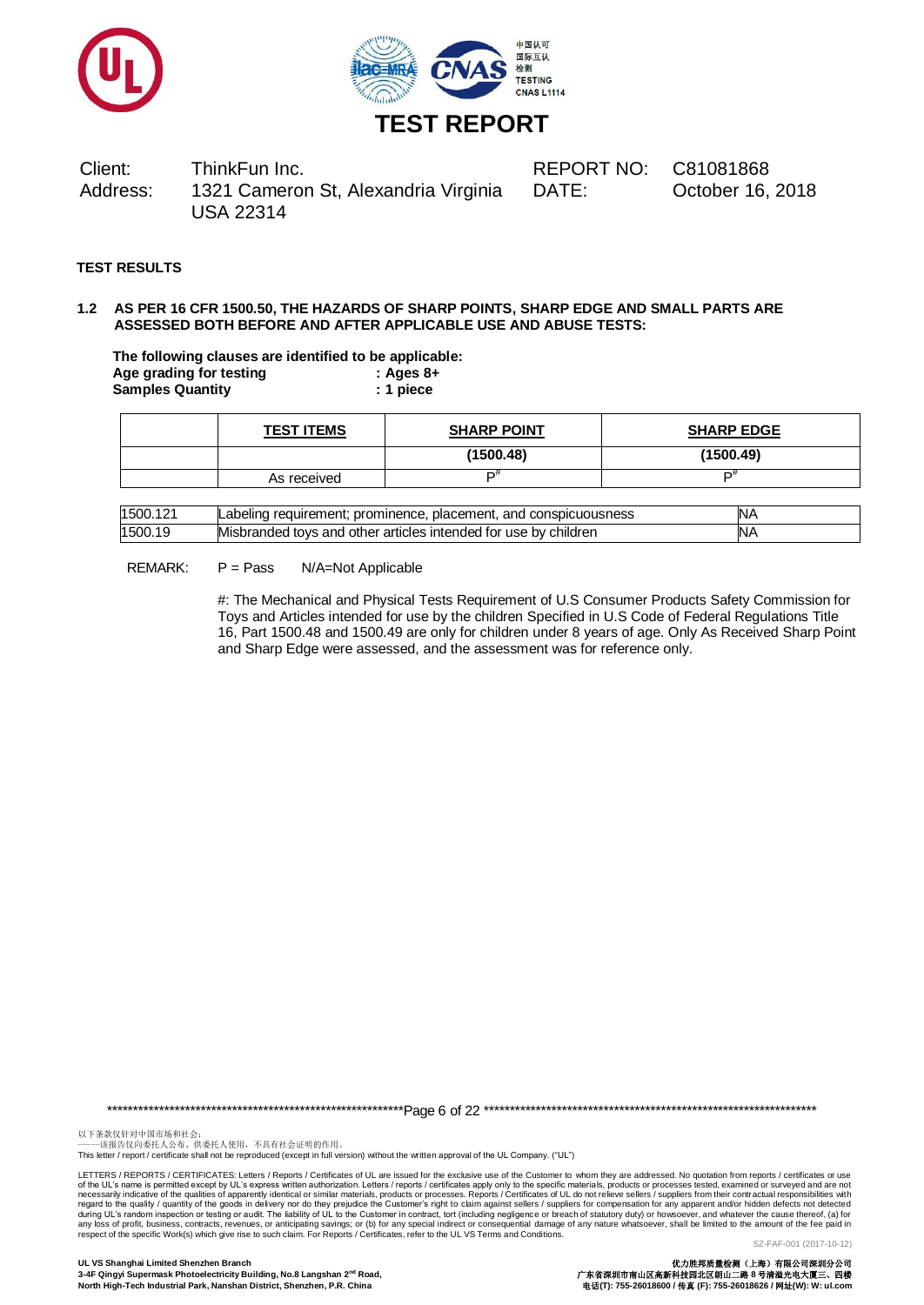# TEST REPORT

| Client: | ThinkFun Inc. | REPORT NO: | C81081868 |
|---|---|---|---|
| Address: | 1321 Cameron St, Alexandria Virginia USA 22314 | DATE: | October 16, 2018 |

**TEST RESULTS**

**1.2 AS PER 16 CFR 1500.50, THE HAZARDS OF SHARP POINTS, SHARP EDGE AND SMALL PARTS ARE ASSESSED BOTH BEFORE AND AFTER APPLICABLE USE AND ABUSE TESTS:**

**The following clauses are identified to be applicable:**
**Age grading for testing : Ages 8+**
**Samples Quantity : 1 piece**

| | TEST ITEMS | SHARP POINT | SHARP EDGE |
|---|---|---|---|
| | | (1500.48) | (1500.49) |
| | As received | P# | P# |

| | | |
|---|---|---|
| 1500.121 | Labeling requirement; prominence, placement, and conspicuousness | NA |
| 1500.19 | Misbranded toys and other articles intended for use by children | NA |

REMARK: P = Pass N/A=Not Applicable

#: The Mechanical and Physical Tests Requirement of U.S Consumer Products Safety Commission for Toys and Articles intended for use by the children Specified in U.S Code of Federal Regulations Title 16, Part 1500.48 and 1500.49 are only for children under 8 years of age. Only As Received Sharp Point and Sharp Edge were assessed, and the assessment was for reference only.

以下条款仅针对中国市场和社会：
——该报告仅向委托人公布、供委托人使用，不具有社会证明的作用。
This letter / report / certificate shall not be reproduced (except in full version) without the written approval of the UL Company. ("UL")

LETTERS / REPORTS / CERTIFICATES: Letters / Reports / Certificates of UL are issued for the exclusive use of the Customer to whom they are addressed. No quotation from reports / certificates or use of the UL's name is permitted except by UL's express written authorization. Letters / reports / certificates apply only to the specific materials, products or processes tested, examined or surveyed and are not necessarily indicative of the qualities of apparently identical or similar materials, products or processes. Reports / Certificates of UL do not relieve sellers / suppliers from their contractual responsibilities with regard to the quality / quantity of the goods in delivery nor do they prejudice the Customer's right to claim against sellers / suppliers for compensation for any apparent and/or hidden defects not detected during UL's random inspection or testing or audit. The liability of UL to the Customer in contract, tort (including negligence or breach of statutory duty) or howsoever, and whatever the cause thereof, (a) for any loss of profit, business, contracts, revenues, or anticipating savings; or (b) for any special indirect or consequential damage of any nature whatsoever, shall be limited to the amount of the fee paid in respect of the specific Work(s) which give rise to such claim. For Reports / Certificates, refer to the UL VS Terms and Conditions.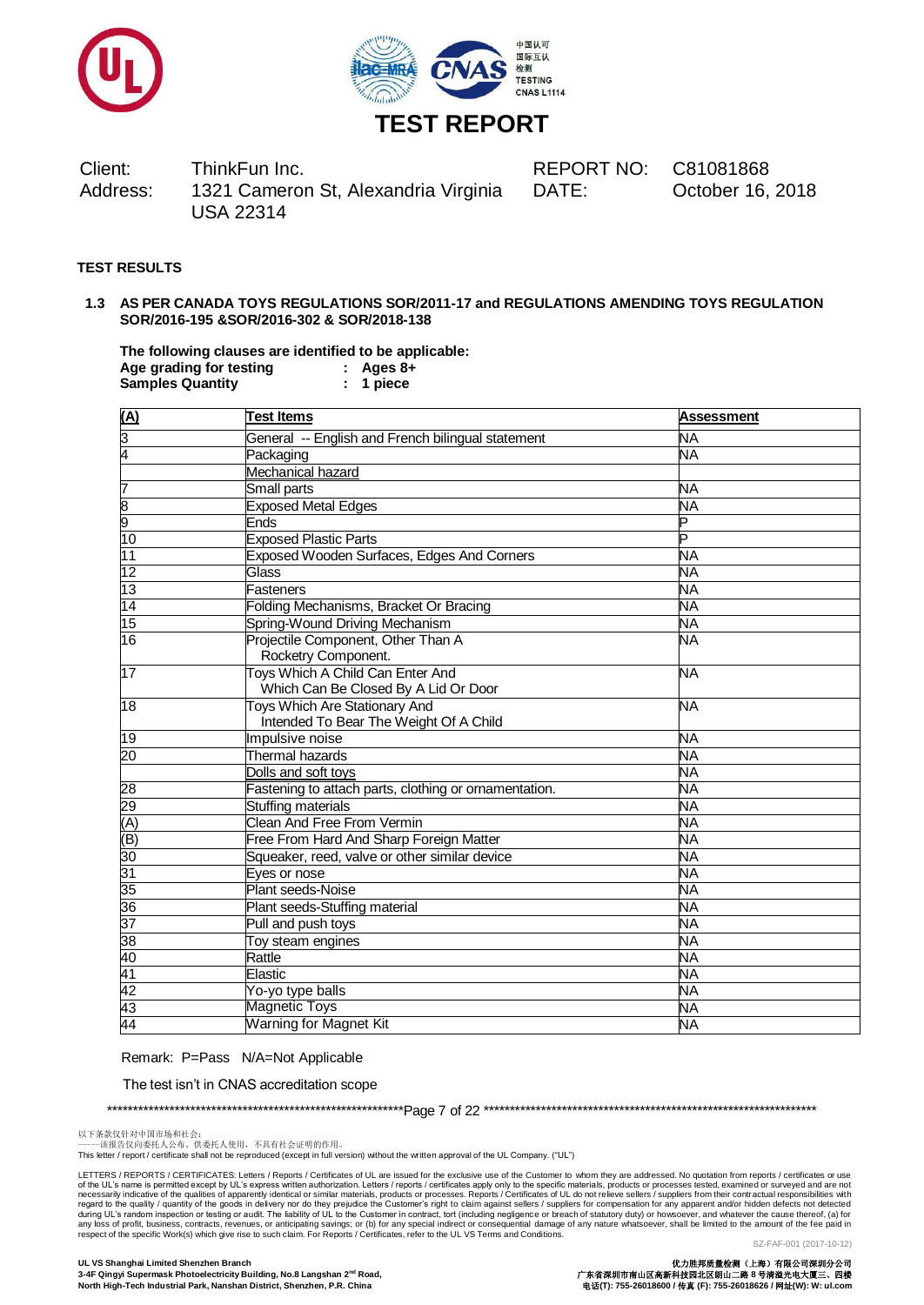# TEST REPORT

Client: ThinkFun Inc.
Address: 1321 Cameron St, Alexandria Virginia USA 22314

REPORT NO: C81081868
DATE: October 16, 2018

**TEST RESULTS**

**1.3 AS PER CANADA TOYS REGULATIONS SOR/2011-17 and REGULATIONS AMENDING TOYS REGULATION SOR/2016-195 &SOR/2016-302 & SOR/2018-138**

**The following clauses are identified to be applicable:**
**Age grading for testing : Ages 8+**
**Samples Quantity : 1 piece**

| (A) | Test Items | Assessment |
|---|---|---|
| 3 | General -- English and French bilingual statement | NA |
| 4 | Packaging | NA |
| | Mechanical hazard | |
| 7 | Small parts | NA |
| 8 | Exposed Metal Edges | NA |
| 9 | Ends | P |
| 10 | Exposed Plastic Parts | P |
| 11 | Exposed Wooden Surfaces, Edges And Corners | NA |
| 12 | Glass | NA |
| 13 | Fasteners | NA |
| 14 | Folding Mechanisms, Bracket Or Bracing | NA |
| 15 | Spring-Wound Driving Mechanism | NA |
| 16 | Projectile Component, Other Than A Rocketry Component. | NA |
| 17 | Toys Which A Child Can Enter And Which Can Be Closed By A Lid Or Door | NA |
| 18 | Toys Which Are Stationary And Intended To Bear The Weight Of A Child | NA |
| 19 | Impulsive noise | NA |
| 20 | Thermal hazards | NA |
| | Dolls and soft toys | NA |
| 28 | Fastening to attach parts, clothing or ornamentation. | NA |
| 29 | Stuffing materials | NA |
| (A) | Clean And Free From Vermin | NA |
| (B) | Free From Hard And Sharp Foreign Matter | NA |
| 30 | Squeaker, reed, valve or other similar device | NA |
| 31 | Eyes or nose | NA |
| 35 | Plant seeds-Noise | NA |
| 36 | Plant seeds-Stuffing material | NA |
| 37 | Pull and push toys | NA |
| 38 | Toy steam engines | NA |
| 40 | Rattle | NA |
| 41 | Elastic | NA |
| 42 | Yo-yo type balls | NA |
| 43 | Magnetic Toys | NA |
| 44 | Warning for Magnet Kit | NA |

Remark: P=Pass N/A=Not Applicable

The test isn't in CNAS accreditation scope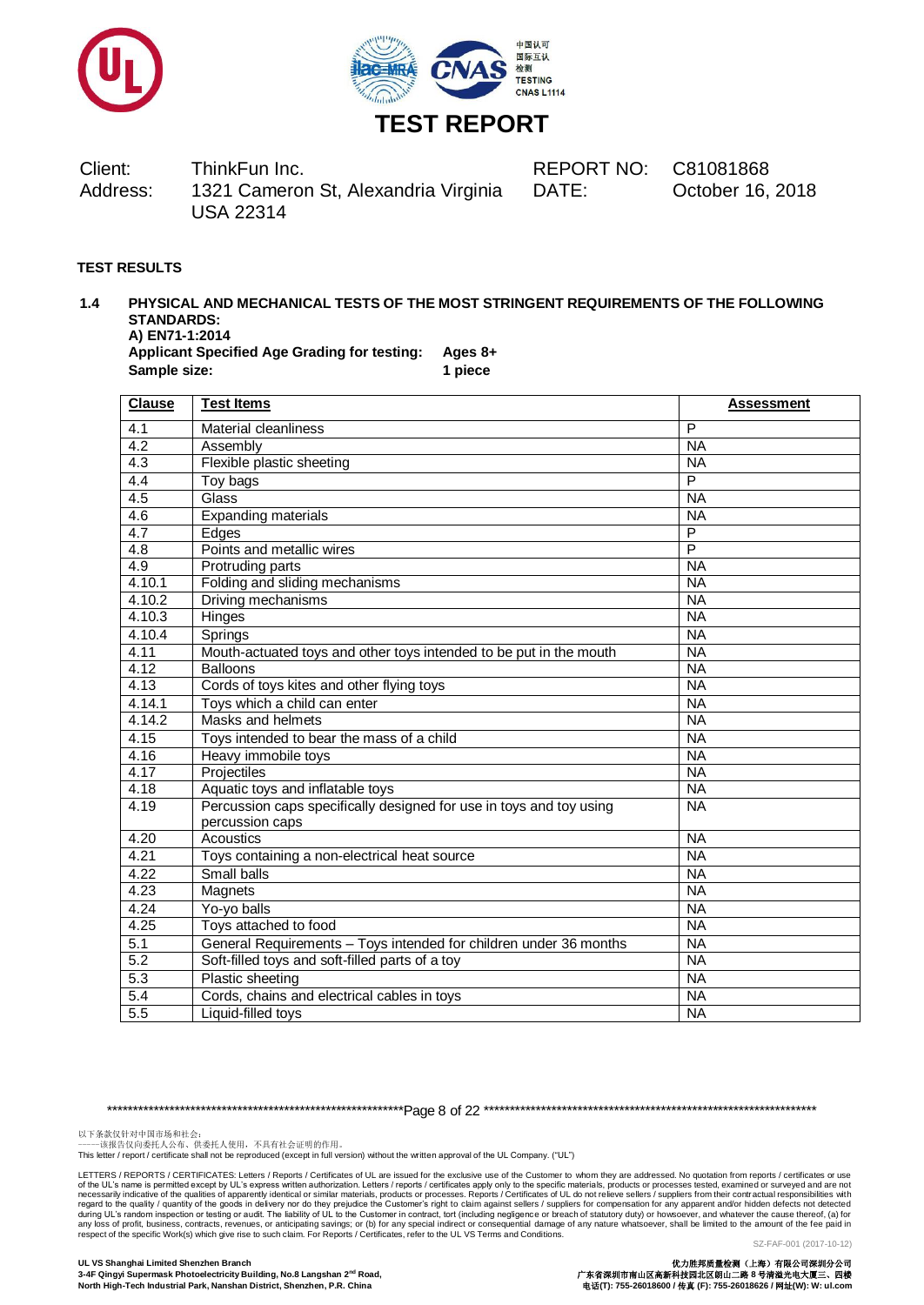# TEST REPORT

Client: ThinkFun Inc.
Address: 1321 Cameron St, Alexandria Virginia USA 22314

REPORT NO: C81081868
DATE: October 16, 2018

**TEST RESULTS**

**1.4 PHYSICAL AND MECHANICAL TESTS OF THE MOST STRINGENT REQUIREMENTS OF THE FOLLOWING STANDARDS:**
**A) EN71-1:2014**
**Applicant Specified Age Grading for testing: Ages 8+**
**Sample size: 1 piece**

| Clause | Test Items | Assessment |
|---|---|---|
| 4.1 | Material cleanliness | P |
| 4.2 | Assembly | NA |
| 4.3 | Flexible plastic sheeting | NA |
| 4.4 | Toy bags | P |
| 4.5 | Glass | NA |
| 4.6 | Expanding materials | NA |
| 4.7 | Edges | P |
| 4.8 | Points and metallic wires | P |
| 4.9 | Protruding parts | NA |
| 4.10.1 | Folding and sliding mechanisms | NA |
| 4.10.2 | Driving mechanisms | NA |
| 4.10.3 | Hinges | NA |
| 4.10.4 | Springs | NA |
| 4.11 | Mouth-actuated toys and other toys intended to be put in the mouth | NA |
| 4.12 | Balloons | NA |
| 4.13 | Cords of toys kites and other flying toys | NA |
| 4.14.1 | Toys which a child can enter | NA |
| 4.14.2 | Masks and helmets | NA |
| 4.15 | Toys intended to bear the mass of a child | NA |
| 4.16 | Heavy immobile toys | NA |
| 4.17 | Projectiles | NA |
| 4.18 | Aquatic toys and inflatable toys | NA |
| 4.19 | Percussion caps specifically designed for use in toys and toy using percussion caps | NA |
| 4.20 | Acoustics | NA |
| 4.21 | Toys containing a non-electrical heat source | NA |
| 4.22 | Small balls | NA |
| 4.23 | Magnets | NA |
| 4.24 | Yo-yo balls | NA |
| 4.25 | Toys attached to food | NA |
| 5.1 | General Requirements – Toys intended for children under 36 months | NA |
| 5.2 | Soft-filled toys and soft-filled parts of a toy | NA |
| 5.3 | Plastic sheeting | NA |
| 5.4 | Cords, chains and electrical cables in toys | NA |
| 5.5 | Liquid-filled toys | NA |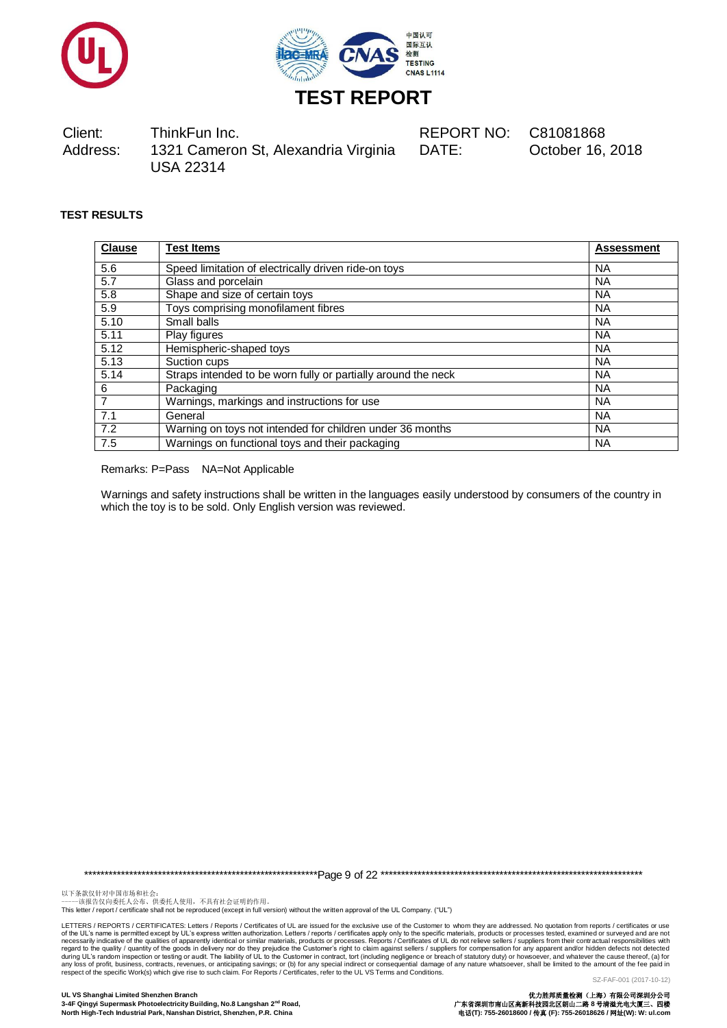# TEST REPORT

| Client: | ThinkFun Inc. | REPORT NO: | C81081868 |
|---|---|---|---|
| Address: | 1321 Cameron St, Alexandria Virginia USA 22314 | DATE: | October 16, 2018 |

**TEST RESULTS**

| Clause | Test Items | Assessment |
|---|---|---|
| 5.6 | Speed limitation of electrically driven ride-on toys | NA |
| 5.7 | Glass and porcelain | NA |
| 5.8 | Shape and size of certain toys | NA |
| 5.9 | Toys comprising monofilament fibres | NA |
| 5.10 | Small balls | NA |
| 5.11 | Play figures | NA |
| 5.12 | Hemispheric-shaped toys | NA |
| 5.13 | Suction cups | NA |
| 5.14 | Straps intended to be worn fully or partially around the neck | NA |
| 6 | Packaging | NA |
| 7 | Warnings, markings and instructions for use | NA |
| 7.1 | General | NA |
| 7.2 | Warning on toys not intended for children under 36 months | NA |
| 7.5 | Warnings on functional toys and their packaging | NA |

Remarks: P=Pass NA=Not Applicable

Warnings and safety instructions shall be written in the languages easily understood by consumers of the country in which the toy is to be sold. Only English version was reviewed.

以下条款仅针对中国市场和社会：
——该报告仅向委托人公布、供委托人使用，不具有社会证明的作用。
This letter / report / certificate shall not be reproduced (except in full version) without the written approval of the UL Company. ("UL")

LETTERS / REPORTS / CERTIFICATES: Letters / Reports / Certificates of UL are issued for the exclusive use of the Customer to whom they are addressed. No quotation from reports / certificates or use of the UL's name is permitted except by UL's express written authorization. Letters / reports / certificates apply only to the specific materials, products or processes tested, examined or surveyed and are not necessarily indicative of the qualities of apparently identical or similar materials, products or processes. Reports / Certificates of UL do not relieve sellers / suppliers from their contractual responsibilities with regard to the quality / quantity of the goods in delivery nor do they prejudice the Customer's right to claim against sellers / suppliers for compensation for any apparent and/or hidden defects not detected during UL's random inspection or testing or audit. The liability of UL to the Customer in contract, tort (including negligence or breach of statutory duty) or howsoever, and whatever the cause thereof, (a) for any loss of profit, business, contracts, revenues, or anticipating savings; or (b) for any special indirect or consequential damage of any nature whatsoever, shall be limited to the amount of the fee paid in respect of the specific Work(s) which give rise to such claim. For Reports / Certificates, refer to the UL VS Terms and Conditions.

SZ-FAF-001 (2017-10-12)

**UL VS Shanghai Limited Shenzhen Branch**
**3-4F Qingyi Supermask Photoelectricity Building, No.8 Langshan 2nd Road, North High-Tech Industrial Park, Nanshan District, Shenzhen, P.R. China**

**优力胜邦质量检测（上海）有限公司深圳分公司**
**广东省深圳市南山区高新科技园北区朗山二路 8 号清溢光电大厦三、四楼**
**电话(T): 755-26018600 / 传真 (F): 755-26018626 / 网址(W): W: ul.com**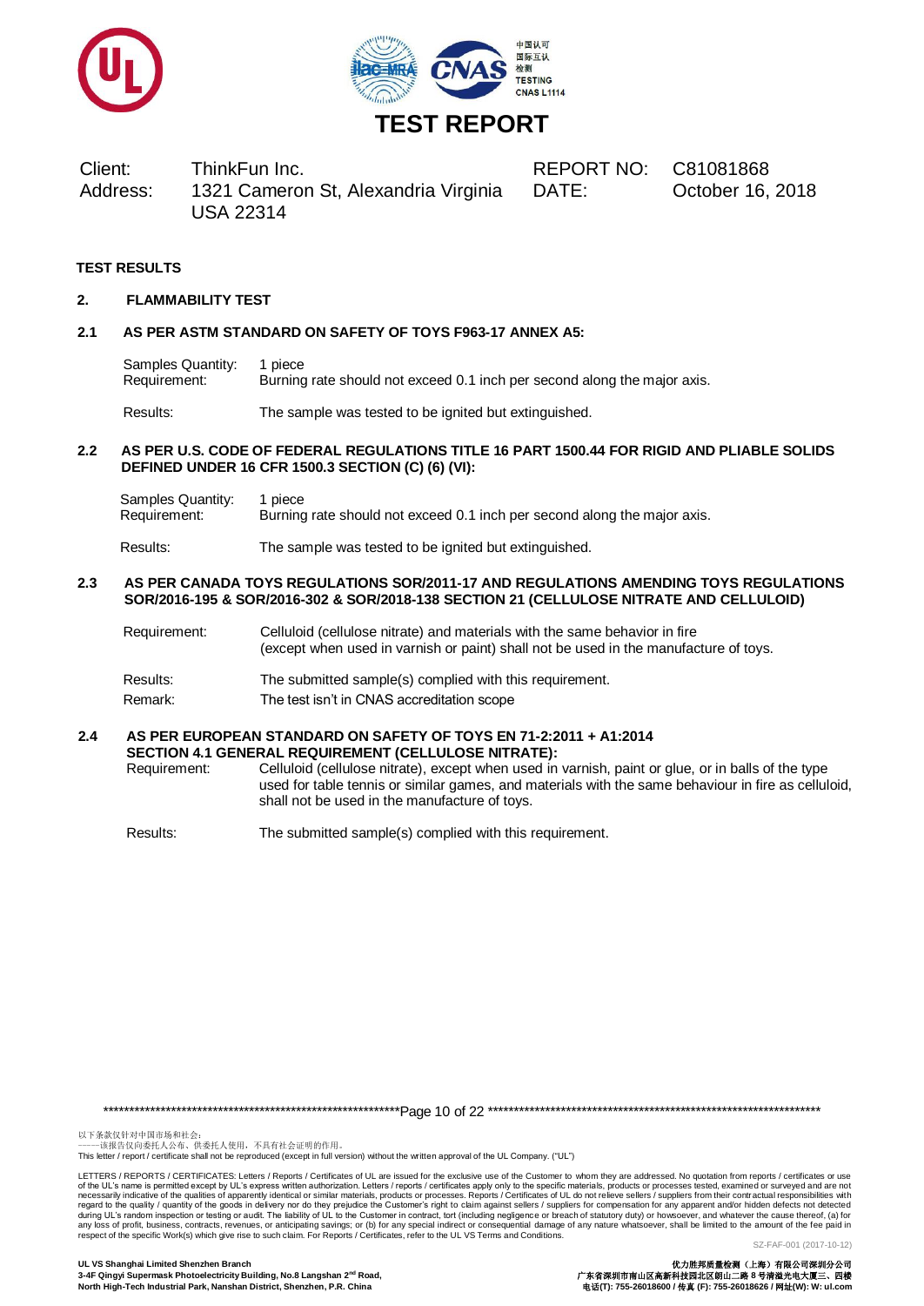# TEST REPORT

| Client: | ThinkFun Inc. | REPORT NO: | C81081868 |
|---|---|---|---|
| Address: | 1321 Cameron St, Alexandria Virginia USA 22314 | DATE: | October 16, 2018 |

**TEST RESULTS**

## 2. FLAMMABILITY TEST

### 2.1 AS PER ASTM STANDARD ON SAFETY OF TOYS F963-17 ANNEX A5:

Samples Quantity: 1 piece
Requirement: Burning rate should not exceed 0.1 inch per second along the major axis.

Results: The sample was tested to be ignited but extinguished.

### 2.2 AS PER U.S. CODE OF FEDERAL REGULATIONS TITLE 16 PART 1500.44 FOR RIGID AND PLIABLE SOLIDS DEFINED UNDER 16 CFR 1500.3 SECTION (C) (6) (VI):

Samples Quantity: 1 piece
Requirement: Burning rate should not exceed 0.1 inch per second along the major axis.

Results: The sample was tested to be ignited but extinguished.

### 2.3 AS PER CANADA TOYS REGULATIONS SOR/2011-17 AND REGULATIONS AMENDING TOYS REGULATIONS SOR/2016-195 & SOR/2016-302 & SOR/2018-138 SECTION 21 (CELLULOSE NITRATE AND CELLULOID)

Requirement: Celluloid (cellulose nitrate) and materials with the same behavior in fire (except when used in varnish or paint) shall not be used in the manufacture of toys.

Results: The submitted sample(s) complied with this requirement.
Remark: The test isn't in CNAS accreditation scope

### 2.4 AS PER EUROPEAN STANDARD ON SAFETY OF TOYS EN 71-2:2011 + A1:2014 SECTION 4.1 GENERAL REQUIREMENT (CELLULOSE NITRATE):

Requirement: Celluloid (cellulose nitrate), except when used in varnish, paint or glue, or in balls of the type used for table tennis or similar games, and materials with the same behaviour in fire as celluloid, shall not be used in the manufacture of toys.

Results: The submitted sample(s) complied with this requirement.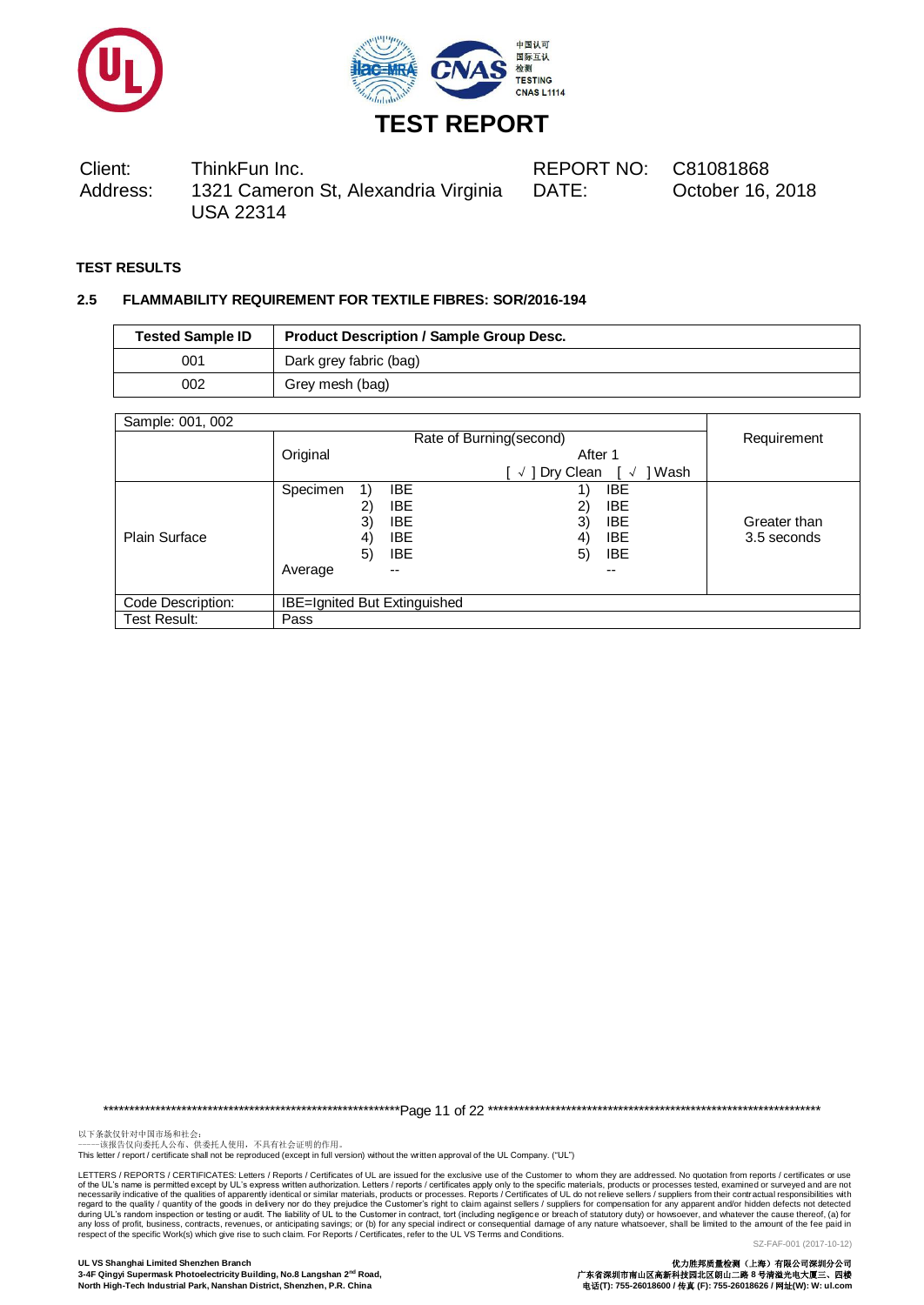# TEST REPORT

| | | | |
|---|---|---|---|
| Client: | ThinkFun Inc. | REPORT NO: | C81081868 |
| Address: | 1321 Cameron St, Alexandria Virginia USA 22314 | DATE: | October 16, 2018 |

**TEST RESULTS**

**2.5 FLAMMABILITY REQUIREMENT FOR TEXTILE FIBRES: SOR/2016-194**

| Tested Sample ID | Product Description / Sample Group Desc. |
|---|---|
| 001 | Dark grey fabric (bag) |
| 002 | Grey mesh (bag) |

| Sample: 001, 002 | | | |
|---|---|---|---|
| | Rate of Burning(second) | | Requirement |
| | Original | After 1 [ √ ] Dry Clean [ √ ] Wash | |
| Plain Surface | Specimen 1) IBE<br>2) IBE<br>3) IBE<br>4) IBE<br>5) IBE<br>Average -- | 1) IBE<br>2) IBE<br>3) IBE<br>4) IBE<br>5) IBE<br>-- | Greater than 3.5 seconds |
| Code Description: | IBE=Ignited But Extinguished | | |
| Test Result: | Pass | | |

以下条款仅针对中国市场和社会：
——该报告仅向委托人公布、供委托人使用，不具有社会证明的作用。
This letter / report / certificate shall not be reproduced (except in full version) without the written approval of the UL Company. ("UL")

LETTERS / REPORTS / CERTIFICATES: Letters / Reports / Certificates of UL are issued for the exclusive use of the Customer to whom they are addressed. No quotation from reports / certificates or use of the UL's name is permitted except by UL's express written authorization. Letters / reports / certificates apply only to the specific materials, products or processes tested, examined or surveyed and are not necessarily indicative of the qualities of apparently identical or similar materials, products or processes. Reports / Certificates of UL do not relieve sellers / suppliers from their contractual responsibilities with regard to the quality / quantity of the goods in delivery nor do they prejudice the Customer's right to claim against sellers / suppliers for compensation for any apparent and/or hidden defects not detected during UL's random inspection or testing or audit. The liability of UL to the Customer in contract, tort (including negligence or breach of statutory duty) or howsoever, and whatever the cause thereof, (a) for any loss of profit, business, contracts, revenues, or anticipating savings; or (b) for any special indirect or consequential damage of any nature whatsoever, shall be limited to the amount of the fee paid in respect of the specific Work(s) which give rise to such claim. For Reports / Certificates, refer to the UL VS Terms and Conditions.

SZ-FAF-001 (2017-10-12)

**UL VS Shanghai Limited Shenzhen Branch**
**3-4F Qingyi Supermask Photoelectricity Building, No.8 Langshan 2nd Road, North High-Tech Industrial Park, Nanshan District, Shenzhen, P.R. China**

**优力胜邦质量检测（上海）有限公司深圳分公司**
**广东省深圳市南山区高新科技园北区朗山二路 8 号清溢光电大厦三、四楼**
**电话(T): 755-26018600 / 传真 (F): 755-26018626 / 网址(W): W: ul.com**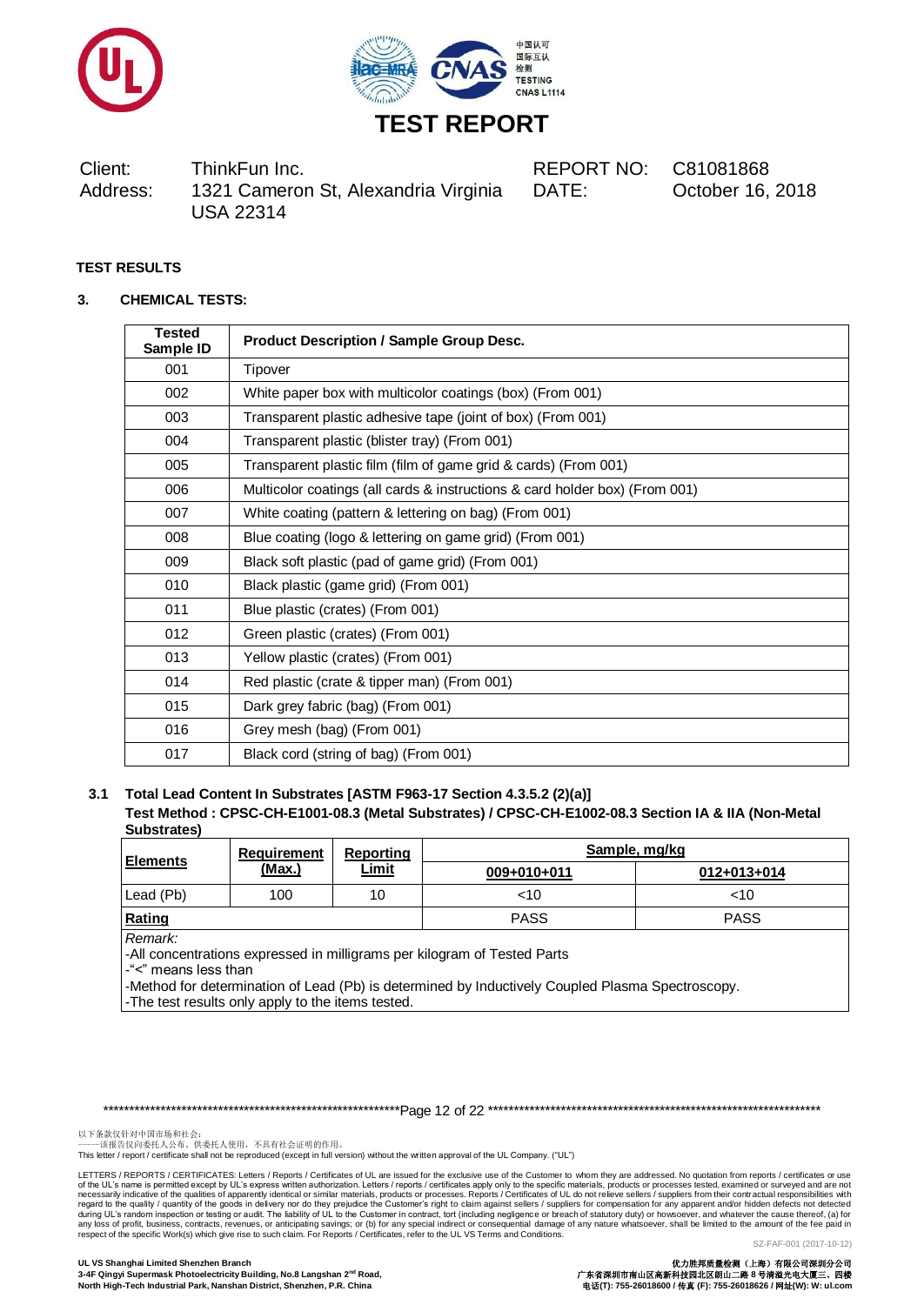# TEST REPORT

| Client: | ThinkFun Inc. | REPORT NO: | C81081868 |
|---|---|---|---|
| Address: | 1321 Cameron St, Alexandria Virginia USA 22314 | DATE: | October 16, 2018 |

**TEST RESULTS**

**3. CHEMICAL TESTS:**

| Tested Sample ID | Product Description / Sample Group Desc. |
|---|---|
| 001 | Tipover |
| 002 | White paper box with multicolor coatings (box) (From 001) |
| 003 | Transparent plastic adhesive tape (joint of box) (From 001) |
| 004 | Transparent plastic (blister tray) (From 001) |
| 005 | Transparent plastic film (film of game grid & cards) (From 001) |
| 006 | Multicolor coatings (all cards & instructions & card holder box) (From 001) |
| 007 | White coating (pattern & lettering on bag) (From 001) |
| 008 | Blue coating (logo & lettering on game grid) (From 001) |
| 009 | Black soft plastic (pad of game grid) (From 001) |
| 010 | Black plastic (game grid) (From 001) |
| 011 | Blue plastic (crates) (From 001) |
| 012 | Green plastic (crates) (From 001) |
| 013 | Yellow plastic (crates) (From 001) |
| 014 | Red plastic (crate & tipper man) (From 001) |
| 015 | Dark grey fabric (bag) (From 001) |
| 016 | Grey mesh (bag) (From 001) |
| 017 | Black cord (string of bag) (From 001) |

**3.1 Total Lead Content In Substrates [ASTM F963-17 Section 4.3.5.2 (2)(a)]**
**Test Method : CPSC-CH-E1001-08.3 (Metal Substrates) / CPSC-CH-E1002-08.3 Section IA & IIA (Non-Metal Substrates)**

| Elements | Requirement (Max.) | Reporting Limit | Sample, mg/kg | |
|---|---|---|---|---|
| | | | 009+010+011 | 012+013+014 |
| Lead (Pb) | 100 | 10 | <10 | <10 |
| Rating | | | PASS | PASS |

*Remark:*
-All concentrations expressed in milligrams per kilogram of Tested Parts
-"<" means less than
-Method for determination of Lead (Pb) is determined by Inductively Coupled Plasma Spectroscopy.
-The test results only apply to the items tested.

以下条款仅针对中国市场和社会：
——该报告仅向委托人公布、供委托人使用，不具有社会证明的作用。
This letter / report / certificate shall not be reproduced (except in full version) without the written approval of the UL Company. ("UL")

LETTERS / REPORTS / CERTIFICATES: Letters / Reports / Certificates of UL are issued for the exclusive use of the Customer to whom they are addressed. No quotation from reports / certificates or use of the UL's name is permitted except by UL's express written authorization. Letters / reports / certificates apply only to the specific materials, products or processes tested, examined or surveyed and are not necessarily indicative of the qualities of apparently identical or similar materials, products or processes. Reports / Certificates of UL do not relieve sellers / suppliers from their contractual responsibilities with regard to the quality / quantity of the goods in delivery nor do they prejudice the Customer's right to claim against sellers / suppliers for compensation for any apparent and/or hidden defects not detected during UL's random inspection or testing or audit. The liability of UL to the Customer in contract, tort (including negligence or breach of statutory duty) or howsoever, and whatever the cause thereof, (a) for any loss of profit, business, contracts, revenues, or anticipating savings; or (b) for any special indirect or consequential damage of any nature whatsoever, shall be limited to the amount of the fee paid in respect of the specific Work(s) which give rise to such claim. For Reports / Certificates, refer to the UL VS Terms and Conditions.

SZ-FAF-001 (2017-10-12)

**UL VS Shanghai Limited Shenzhen Branch**
**3-4F Qingyi Supermask Photoelectricity Building, No.8 Langshan 2nd Road, North High-Tech Industrial Park, Nanshan District, Shenzhen, P.R. China**

**优力胜邦质量检测（上海）有限公司深圳分公司**
**广东省深圳市南山区高新科技园北区朗山二路 8 号清溢光电大厦三、四楼**
**电话(T): 755-26018600 / 传真 (F): 755-26018626 / 网址(W): W: ul.com**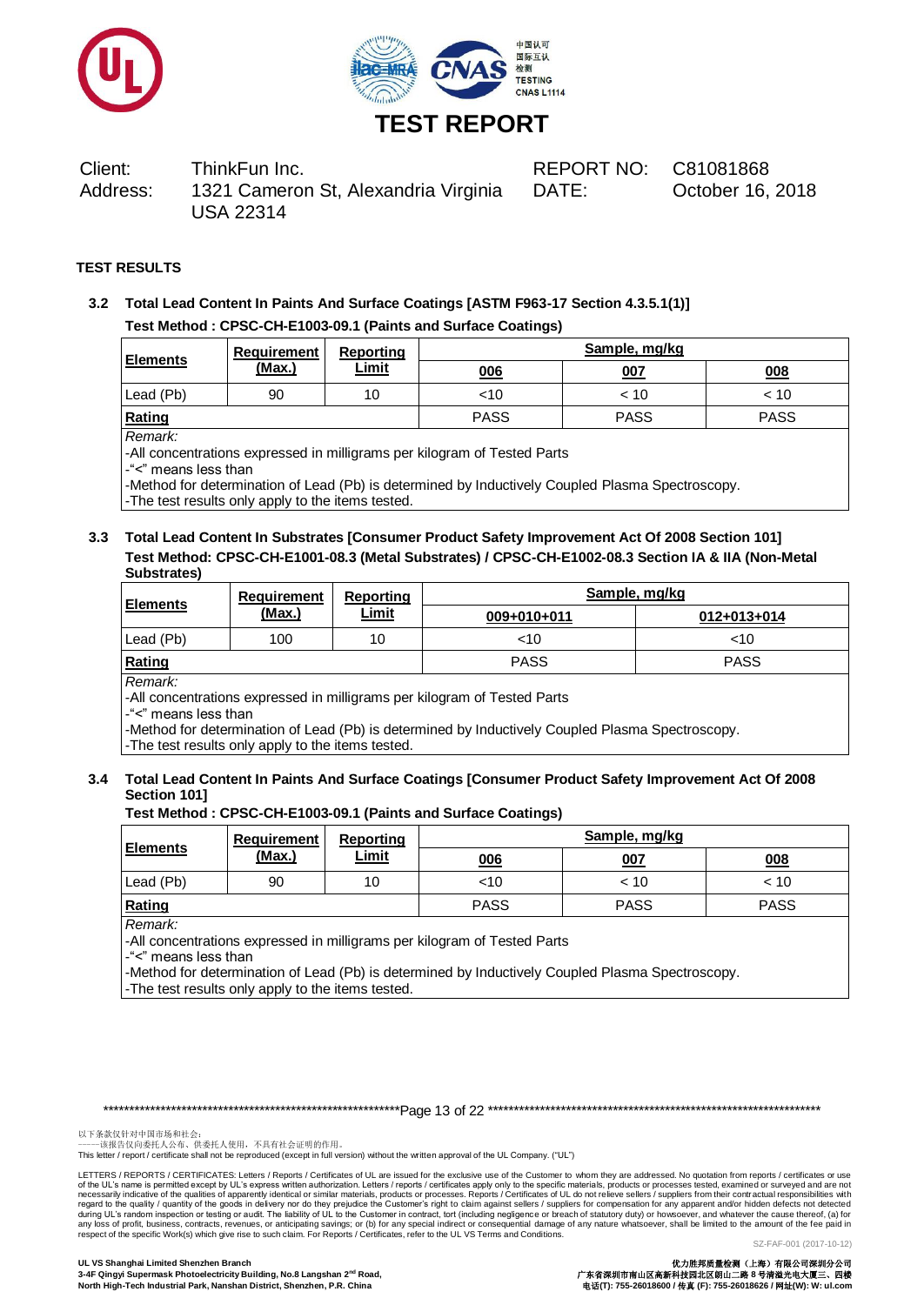# TEST REPORT

| Client: | ThinkFun Inc. | REPORT NO: | C81081868 |
|---|---|---|---|
| Address: | 1321 Cameron St, Alexandria Virginia USA 22314 | DATE: | October 16, 2018 |

**TEST RESULTS**

### 3.2 Total Lead Content In Paints And Surface Coatings [ASTM F963-17 Section 4.3.5.1(1)]

**Test Method : CPSC-CH-E1003-09.1 (Paints and Surface Coatings)**

| Elements | Requirement (Max.) | Reporting Limit | Sample, mg/kg | | |
|---|---|---|---|---|---|
| | | | 006 | 007 | 008 |
| Lead (Pb) | 90 | 10 | <10 | < 10 | < 10 |
| **Rating** | | | PASS | PASS | PASS |

Remark:
-All concentrations expressed in milligrams per kilogram of Tested Parts
-"<" means less than
-Method for determination of Lead (Pb) is determined by Inductively Coupled Plasma Spectroscopy.
-The test results only apply to the items tested.

### 3.3 Total Lead Content In Substrates [Consumer Product Safety Improvement Act Of 2008 Section 101]

**Test Method: CPSC-CH-E1001-08.3 (Metal Substrates) / CPSC-CH-E1002-08.3 Section IA & IIA (Non-Metal Substrates)**

| Elements | Requirement (Max.) | Reporting Limit | Sample, mg/kg | |
|---|---|---|---|---|
| | | | 009+010+011 | 012+013+014 |
| Lead (Pb) | 100 | 10 | <10 | <10 |
| **Rating** | | | PASS | PASS |

Remark:
-All concentrations expressed in milligrams per kilogram of Tested Parts
-"<" means less than
-Method for determination of Lead (Pb) is determined by Inductively Coupled Plasma Spectroscopy.
-The test results only apply to the items tested.

### 3.4 Total Lead Content In Paints And Surface Coatings [Consumer Product Safety Improvement Act Of 2008 Section 101]

**Test Method : CPSC-CH-E1003-09.1 (Paints and Surface Coatings)**

| Elements | Requirement (Max.) | Reporting Limit | Sample, mg/kg | | |
|---|---|---|---|---|---|
| | | | 006 | 007 | 008 |
| Lead (Pb) | 90 | 10 | <10 | < 10 | < 10 |
| **Rating** | | | PASS | PASS | PASS |

Remark:
-All concentrations expressed in milligrams per kilogram of Tested Parts
-"<" means less than
-Method for determination of Lead (Pb) is determined by Inductively Coupled Plasma Spectroscopy.
-The test results only apply to the items tested.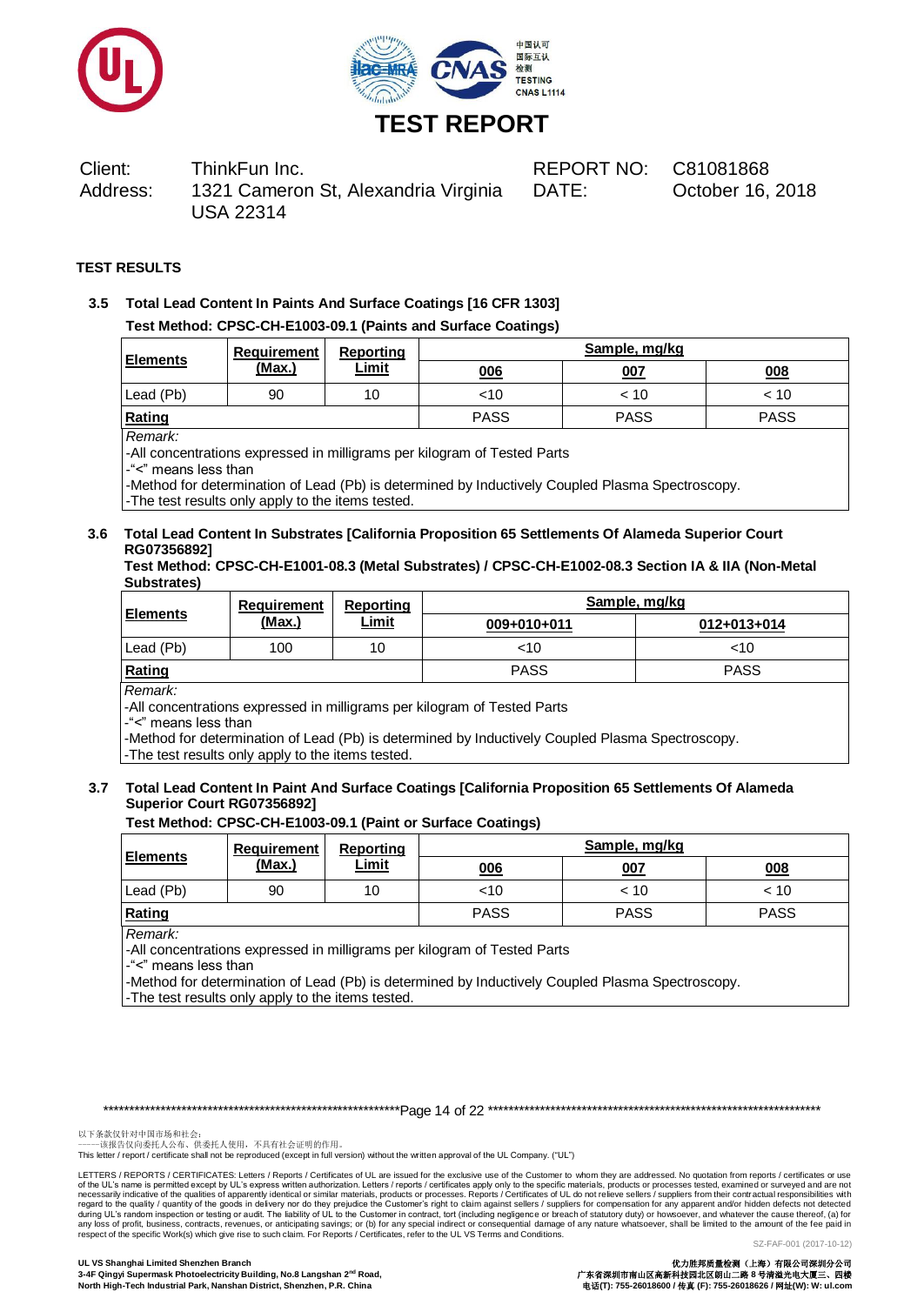# TEST REPORT

| Client: | ThinkFun Inc. | REPORT NO: | C81081868 |
|---|---|---|---|
| Address: | 1321 Cameron St, Alexandria Virginia USA 22314 | DATE: | October 16, 2018 |

**TEST RESULTS**

### 3.5 Total Lead Content In Paints And Surface Coatings [16 CFR 1303]

**Test Method: CPSC-CH-E1003-09.1 (Paints and Surface Coatings)**

| Elements | Requirement (Max.) | Reporting Limit | Sample, mg/kg | | |
|---|---|---|---|---|---|
| | | | 006 | 007 | 008 |
| Lead (Pb) | 90 | 10 | <10 | < 10 | < 10 |
| **Rating** | | | PASS | PASS | PASS |

*Remark:*
- All concentrations expressed in milligrams per kilogram of Tested Parts
- "<" means less than
- Method for determination of Lead (Pb) is determined by Inductively Coupled Plasma Spectroscopy.
- The test results only apply to the items tested.

### 3.6 Total Lead Content In Substrates [California Proposition 65 Settlements Of Alameda Superior Court RG07356892]

**Test Method: CPSC-CH-E1001-08.3 (Metal Substrates) / CPSC-CH-E1002-08.3 Section IA & IIA (Non-Metal Substrates)**

| Elements | Requirement (Max.) | Reporting Limit | Sample, mg/kg | |
|---|---|---|---|---|
| | | | 009+010+011 | 012+013+014 |
| Lead (Pb) | 100 | 10 | <10 | <10 |
| **Rating** | | | PASS | PASS |

*Remark:*
- All concentrations expressed in milligrams per kilogram of Tested Parts
- "<" means less than
- Method for determination of Lead (Pb) is determined by Inductively Coupled Plasma Spectroscopy.
- The test results only apply to the items tested.

### 3.7 Total Lead Content In Paint And Surface Coatings [California Proposition 65 Settlements Of Alameda Superior Court RG07356892]

**Test Method: CPSC-CH-E1003-09.1 (Paint or Surface Coatings)**

| Elements | Requirement (Max.) | Reporting Limit | Sample, mg/kg | | |
|---|---|---|---|---|---|
| | | | 006 | 007 | 008 |
| Lead (Pb) | 90 | 10 | <10 | < 10 | < 10 |
| **Rating** | | | PASS | PASS | PASS |

*Remark:*
- All concentrations expressed in milligrams per kilogram of Tested Parts
- "<" means less than
- Method for determination of Lead (Pb) is determined by Inductively Coupled Plasma Spectroscopy.
- The test results only apply to the items tested.

以下条款仅针对中国市场和社会：
——该报告仅向委托人公布、供委托人使用，不具有社会证明的作用。
This letter / report / certificate shall not be reproduced (except in full version) without the written approval of the UL Company. ("UL")

LETTERS / REPORTS / CERTIFICATES: Letters / Reports / Certificates of UL are issued for the exclusive use of the Customer to whom they are addressed. No quotation from reports / certificates or use of the UL's name is permitted except by UL's express written authorization. Letters / reports / certificates apply only to the specific materials, products or processes tested, examined or surveyed and are not necessarily indicative of the qualities of apparently identical or similar materials, products or processes. Reports / Certificates of UL do not relieve sellers / suppliers from their contractual responsibilities with regard to the quality / quantity of the goods in delivery nor do they prejudice the Customer's right to claim against sellers / suppliers for compensation for any apparent and/or hidden defects not detected during UL's random inspection or testing or audit. The liability of UL to the Customer in contract, tort (including negligence or breach of statutory duty) or howsoever, and whatever the cause thereof, (a) for any loss of profit, business, contracts, revenues, or anticipating savings; or (b) for any special indirect or consequential damage of any nature whatsoever, shall be limited to the amount of the fee paid in respect of the specific Work(s) which give rise to such claim. For Reports / Certificates, refer to the UL VS Terms and Conditions.

SZ-FAF-001 (2017-10-12)

**UL VS Shanghai Limited Shenzhen Branch**
**3-4F Qingyi Supermask Photoelectricity Building, No.8 Langshan 2nd Road, North High-Tech Industrial Park, Nanshan District, Shenzhen, P.R. China**

**优力胜邦质量检测（上海）有限公司深圳分公司**
**广东省深圳市南山区高新科技园北区朗山二路8号清溢光电大厦三、四楼**
**电话(T): 755-26018600 / 传真 (F): 755-26018626 / 网址(W): W: ul.com**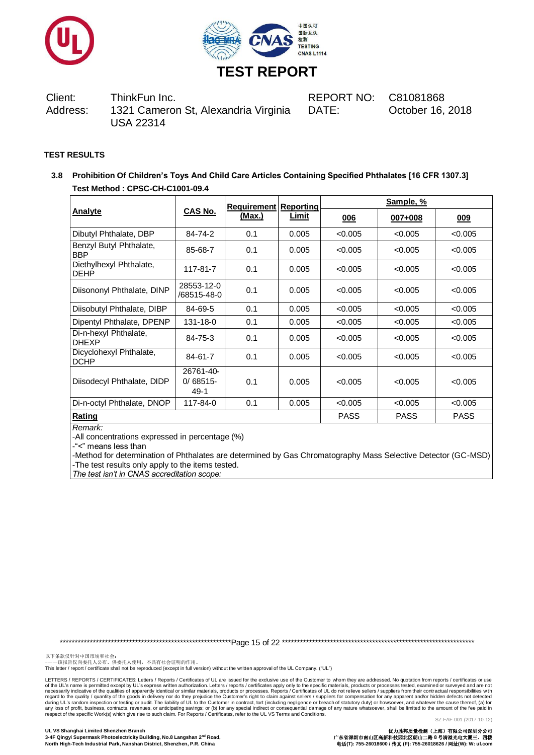# TEST REPORT

Client: ThinkFun Inc.
Address: 1321 Cameron St, Alexandria Virginia USA 22314

REPORT NO: C81081868
DATE: October 16, 2018

**TEST RESULTS**

**3.8 Prohibition Of Children's Toys And Child Care Articles Containing Specified Phthalates [16 CFR 1307.3]**

**Test Method : CPSC-CH-C1001-09.4**

| Analyte | CAS No. | Requirement (Max.) | Reporting Limit | Sample, % | | |
|---|---|---|---|---|---|---|
| | | | | 006 | 007+008 | 009 |
| Dibutyl Phthalate, DBP | 84-74-2 | 0.1 | 0.005 | <0.005 | <0.005 | <0.005 |
| Benzyl Butyl Phthalate, BBP | 85-68-7 | 0.1 | 0.005 | <0.005 | <0.005 | <0.005 |
| Diethylhexyl Phthalate, DEHP | 117-81-7 | 0.1 | 0.005 | <0.005 | <0.005 | <0.005 |
| Diisononyl Phthalate, DINP | 28553-12-0 /68515-48-0 | 0.1 | 0.005 | <0.005 | <0.005 | <0.005 |
| Diisobutyl Phthalate, DIBP | 84-69-5 | 0.1 | 0.005 | <0.005 | <0.005 | <0.005 |
| Dipentyl Phthalate, DPENP | 131-18-0 | 0.1 | 0.005 | <0.005 | <0.005 | <0.005 |
| Di-n-hexyl Phthalate, DHEXP | 84-75-3 | 0.1 | 0.005 | <0.005 | <0.005 | <0.005 |
| Dicyclohexyl Phthalate, DCHP | 84-61-7 | 0.1 | 0.005 | <0.005 | <0.005 | <0.005 |
| Diisodecyl Phthalate, DIDP | 26761-40-0/ 68515-49-1 | 0.1 | 0.005 | <0.005 | <0.005 | <0.005 |
| Di-n-octyl Phthalate, DNOP | 117-84-0 | 0.1 | 0.005 | <0.005 | <0.005 | <0.005 |
| **Rating** | | | | PASS | PASS | PASS |

*Remark:*
-All concentrations expressed in percentage (%)
-"<" means less than
-Method for determination of Phthalates are determined by Gas Chromatography Mass Selective Detector (GC-MSD)
-The test results only apply to the items tested.
*The test isn't in CNAS accreditation scope:*

以下条款仅针对中国市场和社会:
——该报告仅向委托人公布、供委托人使用，不具有社会证明的作用。
This letter / report / certificate shall not be reproduced (except in full version) without the written approval of the UL Company. ("UL")

LETTERS / REPORTS / CERTIFICATES: Letters / Reports / Certificates of UL are issued for the exclusive use of the Customer to whom they are addressed. No quotation from reports / certificates or use of the UL's name is permitted except by UL's express written authorization. Letters / reports / certificates apply only to the specific materials, products or processes tested, examined or surveyed and are not necessarily indicative of the qualities of apparently identical or similar materials, products or processes. Reports / Certificates of UL do not relieve sellers / suppliers from their contractual responsibilities with regard to the quality / quantity of the goods in delivery nor do they prejudice the Customer's right to claim against sellers / suppliers for compensation for any apparent and/or hidden defects not detected during UL's random inspection or testing or audit. The liability of UL to the Customer in contract, tort (including negligence or breach of statutory duty) or howsoever, and whatever the cause thereof, (a) for any loss of profit, business, contracts, revenues, or anticipating savings; or (b) for any special indirect or consequential damage of any nature whatsoever, shall be limited to the amount of the fee paid in respect of the specific Work(s) which give rise to such claim. For Reports / Certificates, refer to the UL VS Terms and Conditions.

SZ-FAF-001 (2017-10-12)

**UL VS Shanghai Limited Shenzhen Branch**
**3-4F Qingyi Supermask Photoelectricity Building, No.8 Langshan 2nd Road, North High-Tech Industrial Park, Nanshan District, Shenzhen, P.R. China**

**优力胜邦质量检测（上海）有限公司深圳分公司**
**广东省深圳市南山区高新科技园北区朗山二路 8 号清溢光电大厦三、四楼**
**电话(T): 755-26018600 / 传真 (F): 755-26018626 / 网址(W): W: ul.com**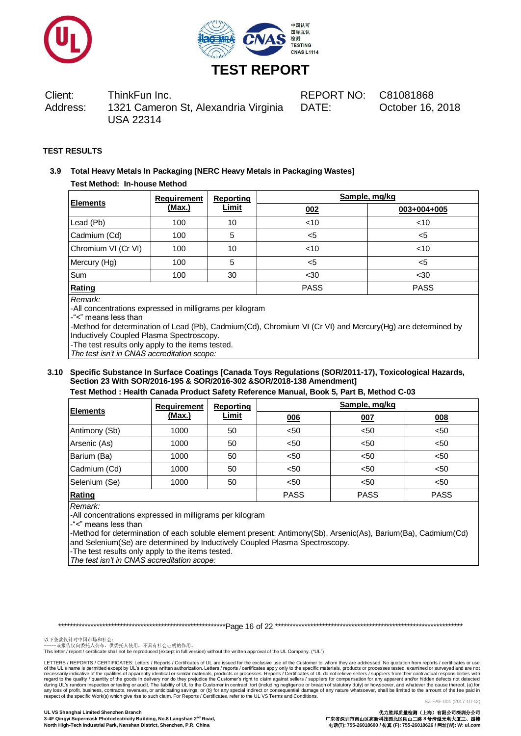# TEST REPORT

Client: ThinkFun Inc.
Address: 1321 Cameron St, Alexandria Virginia USA 22314

REPORT NO: C81081868
DATE: October 16, 2018

**TEST RESULTS**

### 3.9 Total Heavy Metals In Packaging [NERC Heavy Metals in Packaging Wastes]

**Test Method: In-house Method**

| Elements | Requirement (Max.) | Reporting Limit | Sample, mg/kg | |
|---|---|---|---|---|
| | | | 002 | 003+004+005 |
| Lead (Pb) | 100 | 10 | <10 | <10 |
| Cadmium (Cd) | 100 | 5 | <5 | <5 |
| Chromium VI (Cr VI) | 100 | 10 | <10 | <10 |
| Mercury (Hg) | 100 | 5 | <5 | <5 |
| Sum | 100 | 30 | <30 | <30 |
| **Rating** | | | PASS | PASS |

*Remark:*
-All concentrations expressed in milligrams per kilogram
-"<" means less than
-Method for determination of Lead (Pb), Cadmium(Cd), Chromium VI (Cr VI) and Mercury(Hg) are determined by Inductively Coupled Plasma Spectroscopy.
-The test results only apply to the items tested.
*The test isn't in CNAS accreditation scope:*

### 3.10 Specific Substance In Surface Coatings [Canada Toys Regulations (SOR/2011-17), Toxicological Hazards, Section 23 With SOR/2016-195 & SOR/2016-302 &SOR/2018-138 Amendment]

**Test Method : Health Canada Product Safety Reference Manual, Book 5, Part B, Method C-03**

| Elements | Requirement (Max.) | Reporting Limit | Sample, mg/kg | | |
|---|---|---|---|---|---|
| | | | 006 | 007 | 008 |
| Antimony (Sb) | 1000 | 50 | <50 | <50 | <50 |
| Arsenic (As) | 1000 | 50 | <50 | <50 | <50 |
| Barium (Ba) | 1000 | 50 | <50 | <50 | <50 |
| Cadmium (Cd) | 1000 | 50 | <50 | <50 | <50 |
| Selenium (Se) | 1000 | 50 | <50 | <50 | <50 |
| **Rating** | | | PASS | PASS | PASS |

*Remark:*
-All concentrations expressed in milligrams per kilogram
-"<" means less than
-Method for determination of each soluble element present: Antimony(Sb), Arsenic(As), Barium(Ba), Cadmium(Cd) and Selenium(Se) are determined by Inductively Coupled Plasma Spectroscopy.
-The test results only apply to the items tested.
*The test isn't in CNAS accreditation scope:*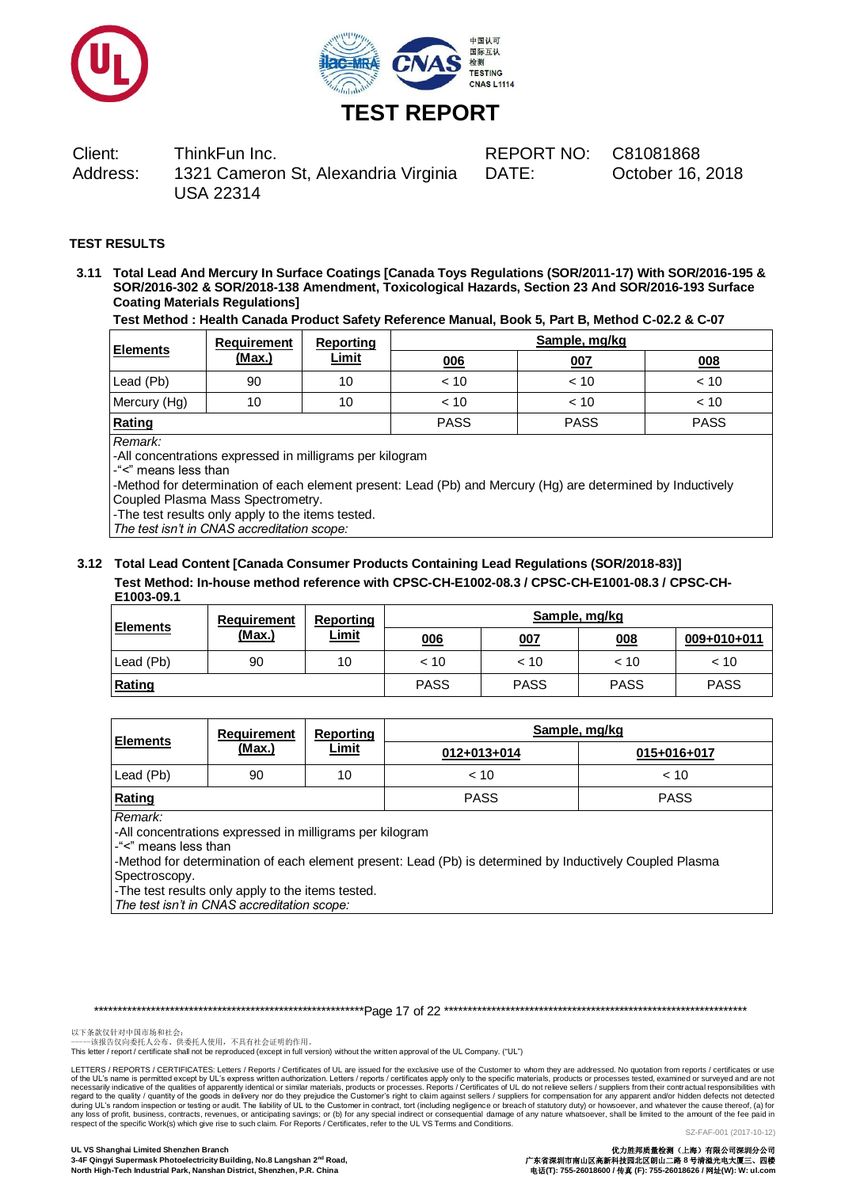# TEST REPORT

Client: ThinkFun Inc.
Address: 1321 Cameron St, Alexandria Virginia USA 22314

REPORT NO: C81081868
DATE: October 16, 2018

**TEST RESULTS**

**3.11 Total Lead And Mercury In Surface Coatings [Canada Toys Regulations (SOR/2011-17) With SOR/2016-195 & SOR/2016-302 & SOR/2018-138 Amendment, Toxicological Hazards, Section 23 And SOR/2016-193 Surface Coating Materials Regulations]**

**Test Method : Health Canada Product Safety Reference Manual, Book 5, Part B, Method C-02.2 & C-07**

| Elements | Requirement (Max.) | Reporting Limit | Sample, mg/kg | | |
|---|---|---|---|---|---|
| | | | 006 | 007 | 008 |
| Lead (Pb) | 90 | 10 | < 10 | < 10 | < 10 |
| Mercury (Hg) | 10 | 10 | < 10 | < 10 | < 10 |
| Rating | | | PASS | PASS | PASS |

*Remark:*
-All concentrations expressed in milligrams per kilogram
-"<" means less than
-Method for determination of each element present: Lead (Pb) and Mercury (Hg) are determined by Inductively Coupled Plasma Mass Spectrometry.
-The test results only apply to the items tested.
*The test isn't in CNAS accreditation scope:*

**3.12 Total Lead Content [Canada Consumer Products Containing Lead Regulations (SOR/2018-83)]**

**Test Method: In-house method reference with CPSC-CH-E1002-08.3 / CPSC-CH-E1001-08.3 / CPSC-CH-E1003-09.1**

| Elements | Requirement (Max.) | Reporting Limit | Sample, mg/kg | | | |
|---|---|---|---|---|---|---|
| | | | 006 | 007 | 008 | 009+010+011 |
| Lead (Pb) | 90 | 10 | < 10 | < 10 | < 10 | < 10 |
| Rating | | | PASS | PASS | PASS | PASS |

| Elements | Requirement (Max.) | Reporting Limit | Sample, mg/kg | |
|---|---|---|---|---|
| | | | 012+013+014 | 015+016+017 |
| Lead (Pb) | 90 | 10 | < 10 | < 10 |
| Rating | | | PASS | PASS |

*Remark:*
-All concentrations expressed in milligrams per kilogram
-"<" means less than
-Method for determination of each element present: Lead (Pb) is determined by Inductively Coupled Plasma Spectroscopy.
-The test results only apply to the items tested.
*The test isn't in CNAS accreditation scope:*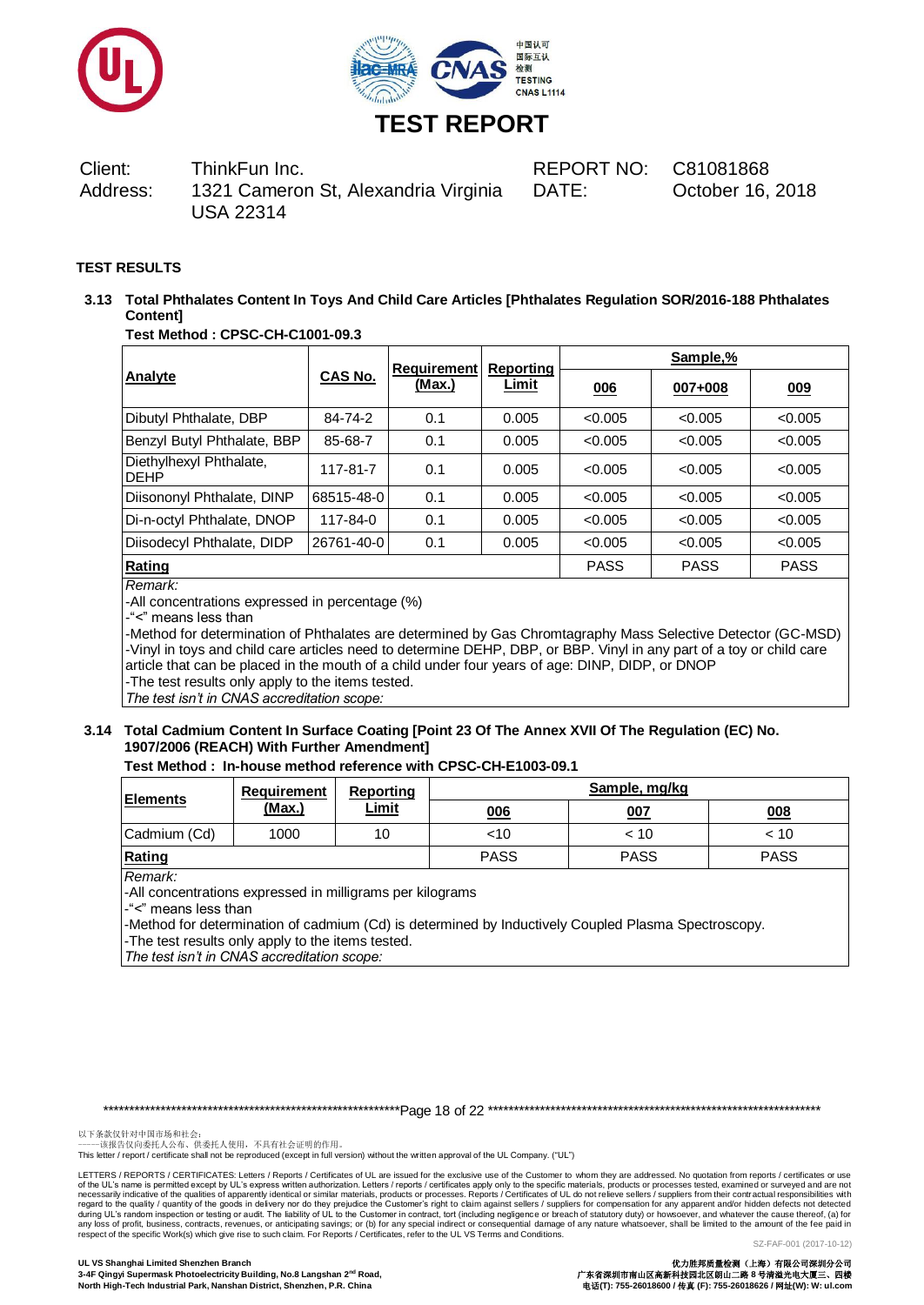# TEST REPORT

| Client: | ThinkFun Inc. | REPORT NO: | C81081868 |
|---|---|---|---|
| Address: | 1321 Cameron St, Alexandria Virginia USA 22314 | DATE: | October 16, 2018 |

**TEST RESULTS**

### 3.13 Total Phthalates Content In Toys And Child Care Articles [Phthalates Regulation SOR/2016-188 Phthalates Content]

**Test Method : CPSC-CH-C1001-09.3**

| Analyte | CAS No. | Requirement (Max.) | Reporting Limit | Sample,% | | |
|---|---|---|---|---|---|---|
| | | | | 006 | 007+008 | 009 |
| Dibutyl Phthalate, DBP | 84-74-2 | 0.1 | 0.005 | <0.005 | <0.005 | <0.005 |
| Benzyl Butyl Phthalate, BBP | 85-68-7 | 0.1 | 0.005 | <0.005 | <0.005 | <0.005 |
| Diethylhexyl Phthalate, DEHP | 117-81-7 | 0.1 | 0.005 | <0.005 | <0.005 | <0.005 |
| Diisononyl Phthalate, DINP | 68515-48-0 | 0.1 | 0.005 | <0.005 | <0.005 | <0.005 |
| Di-n-octyl Phthalate, DNOP | 117-84-0 | 0.1 | 0.005 | <0.005 | <0.005 | <0.005 |
| Diisodecyl Phthalate, DIDP | 26761-40-0 | 0.1 | 0.005 | <0.005 | <0.005 | <0.005 |
| **Rating** | | | | PASS | PASS | PASS |

*Remark:*

-All concentrations expressed in percentage (%)

-"<" means less than

-Method for determination of Phthalates are determined by Gas Chromtagraphy Mass Selective Detector (GC-MSD)

-Vinyl in toys and child care articles need to determine DEHP, DBP, or BBP. Vinyl in any part of a toy or child care article that can be placed in the mouth of a child under four years of age: DINP, DIDP, or DNOP

-The test results only apply to the items tested.

*The test isn't in CNAS accreditation scope:*

### 3.14 Total Cadmium Content In Surface Coating [Point 23 Of The Annex XVII Of The Regulation (EC) No. 1907/2006 (REACH) With Further Amendment]

**Test Method : In-house method reference with CPSC-CH-E1003-09.1**

| Elements | Requirement (Max.) | Reporting Limit | Sample, mg/kg | | |
|---|---|---|---|---|---|
| | | | 006 | 007 | 008 |
| Cadmium (Cd) | 1000 | 10 | <10 | < 10 | < 10 |
| **Rating** | | | PASS | PASS | PASS |

*Remark:*

-All concentrations expressed in milligrams per kilograms

-"<" means less than

-Method for determination of cadmium (Cd) is determined by Inductively Coupled Plasma Spectroscopy.

-The test results only apply to the items tested.

*The test isn't in CNAS accreditation scope:*

以下条款仅针对中国市场和社会：
——该报告仅向委托人公布、供委托人使用，不具有社会证明的作用。
This letter / report / certificate shall not be reproduced (except in full version) without the written approval of the UL Company. ("UL")

LETTERS / REPORTS / CERTIFICATES: Letters / Reports / Certificates of UL are issued for the exclusive use of the Customer to whom they are addressed. No quotation from reports / certificates or use of the UL's name is permitted except by UL's express written authorization. Letters / reports / certificates apply only to the specific materials, products or processes tested, examined or surveyed and are not necessarily indicative of the qualities of apparently identical or similar materials, products or processes. Reports / Certificates of UL do not relieve sellers / suppliers from their contractual responsibilities with regard to the quality / quantity of the goods in delivery nor do they prejudice the Customer's right to claim against sellers / suppliers for compensation for any apparent and/or hidden defects not detected during UL's random inspection or testing or audit. The liability of UL to the Customer in contract, tort (including negligence or breach of statutory duty) or howsoever, and whatever the cause thereof, (a) for any loss of profit, business, contracts, revenues, or anticipating savings; or (b) for any special indirect or consequential damage of any nature whatsoever, shall be limited to the amount of the fee paid in respect of the specific Work(s) which give rise to such claim. For Reports / Certificates, refer to the UL VS Terms and Conditions.

SZ-FAF-001 (2017-10-12)

**UL VS Shanghai Limited Shenzhen Branch**
**3-4F Qingyi Supermask Photoelectricity Building, No.8 Langshan 2nd Road, North High-Tech Industrial Park, Nanshan District, Shenzhen, P.R. China**

**优力胜邦质量检测（上海）有限公司深圳分公司**
**广东省深圳市南山区高新科技园北区朗山二路 8 号清溢光电大厦三、四楼**
**电话(T): 755-26018600 / 传真 (F): 755-26018626 / 网址(W): W: ul.com**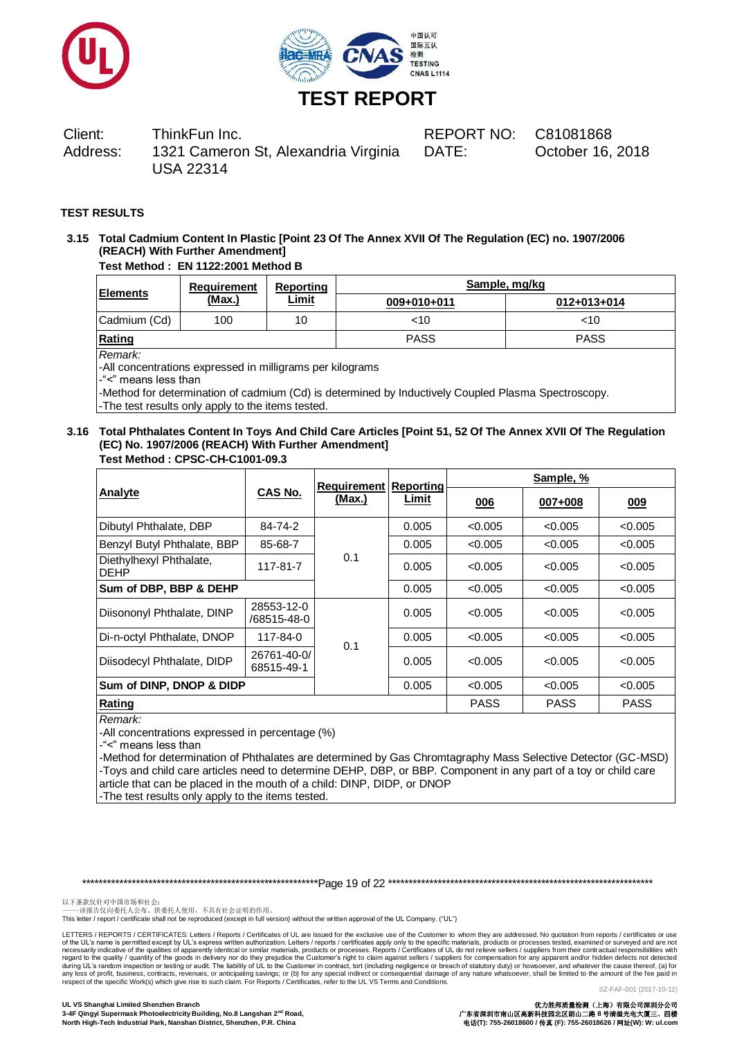# TEST REPORT

Client: ThinkFun Inc.
Address: 1321 Cameron St, Alexandria Virginia USA 22314

REPORT NO: C81081868
DATE: October 16, 2018

**TEST RESULTS**

### 3.15 Total Cadmium Content In Plastic [Point 23 Of The Annex XVII Of The Regulation (EC) no. 1907/2006 (REACH) With Further Amendment]

**Test Method : EN 1122:2001 Method B**

| Elements | Requirement (Max.) | Reporting Limit | Sample, mg/kg | |
|---|---|---|---|---|
| | | | 009+010+011 | 012+013+014 |
| Cadmium (Cd) | 100 | 10 | <10 | <10 |
| **Rating** | | | PASS | PASS |

*Remark:*
-All concentrations expressed in milligrams per kilograms
-"<" means less than
-Method for determination of cadmium (Cd) is determined by Inductively Coupled Plasma Spectroscopy.
-The test results only apply to the items tested.

### 3.16 Total Phthalates Content In Toys And Child Care Articles [Point 51, 52 Of The Annex XVII Of The Regulation (EC) No. 1907/2006 (REACH) With Further Amendment]

**Test Method : CPSC-CH-C1001-09.3**

| Analyte | CAS No. | Requirement (Max.) | Reporting Limit | Sample, % | | |
|---|---|---|---|---|---|---|
| | | | | 006 | 007+008 | 009 |
| Dibutyl Phthalate, DBP | 84-74-2 | 0.1 | 0.005 | <0.005 | <0.005 | <0.005 |
| Benzyl Butyl Phthalate, BBP | 85-68-7 | | 0.005 | <0.005 | <0.005 | <0.005 |
| Diethylhexyl Phthalate, DEHP | 117-81-7 | | 0.005 | <0.005 | <0.005 | <0.005 |
| **Sum of DBP, BBP & DEHP** | | | 0.005 | <0.005 | <0.005 | <0.005 |
| Diisononyl Phthalate, DINP | 28553-12-0 /68515-48-0 | 0.1 | 0.005 | <0.005 | <0.005 | <0.005 |
| Di-n-octyl Phthalate, DNOP | 117-84-0 | | 0.005 | <0.005 | <0.005 | <0.005 |
| Diisodecyl Phthalate, DIDP | 26761-40-0/ 68515-49-1 | | 0.005 | <0.005 | <0.005 | <0.005 |
| **Sum of DINP, DNOP & DIDP** | | | 0.005 | <0.005 | <0.005 | <0.005 |
| **Rating** | | | | PASS | PASS | PASS |

*Remark:*
-All concentrations expressed in percentage (%)
-"<" means less than
-Method for determination of Phthalates are determined by Gas Chromtagraphy Mass Selective Detector (GC-MSD)
-Toys and child care articles need to determine DEHP, DBP, or BBP. Component in any part of a toy or child care article that can be placed in the mouth of a child: DINP, DIDP, or DNOP
-The test results only apply to the items tested.

以下条款仅针对中国市场和社会：
——该报告仅向委托人公布、供委托人使用，不具有社会证明的作用。
This letter / report / certificate shall not be reproduced (except in full version) without the written approval of the UL Company. ("UL")

LETTERS / REPORTS / CERTIFICATES: Letters / Reports / Certificates of UL are issued for the exclusive use of the Customer to whom they are addressed. No quotation from reports / certificates or use of the UL's name is permitted except by UL's express written authorization. Letters / reports / certificates apply only to the specific materials, products or processes tested, examined or surveyed and are not necessarily indicative of the qualities of apparently identical or similar materials, products or processes. Reports / Certificates of UL do not relieve sellers / suppliers from their contractual responsibilities with regard to the quality / quantity of the goods in delivery nor do they prejudice the Customer's right to claim against sellers / suppliers for compensation for any apparent and/or hidden defects not detected during UL's random inspection or testing or audit. The liability of UL to the Customer in contract, tort (including negligence or breach of statutory duty) or howsoever, and whatever the cause thereof, (a) for any loss of profit, business, contracts, revenues, or anticipating savings; or (b) for any special indirect or consequential damage of any nature whatsoever, shall be limited to the amount of the fee paid in respect of the specific Work(s) which give rise to such claim. For Reports / Certificates, refer to the UL VS Terms and Conditions.

SZ-FAF-001 (2017-10-12)

**UL VS Shanghai Limited Shenzhen Branch**
**3-4F Qingyi Supermask Photoelectricity Building, No.8 Langshan 2nd Road, North High-Tech Industrial Park, Nanshan District, Shenzhen, P.R. China**

**优力胜邦质量检测（上海）有限公司深圳分公司**
**广东省深圳市南山区高新科技园北区朗山二路 8 号清溢光电大厦三、四楼**
**电话(T): 755-26018600 / 传真 (F): 755-26018626 / 网址(W): W: ul.com**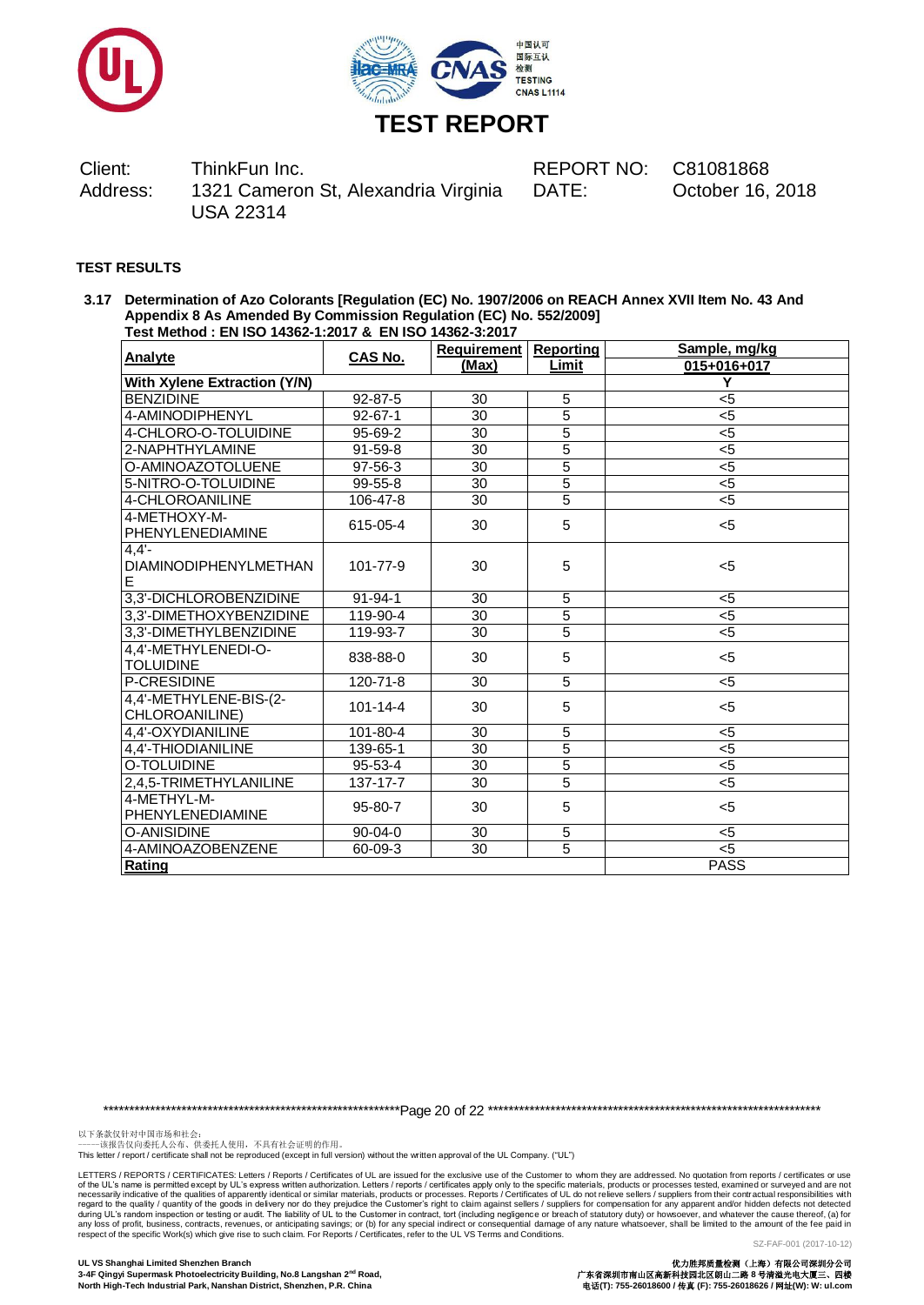# TEST REPORT

Client: ThinkFun Inc.
Address: 1321 Cameron St, Alexandria Virginia USA 22314

REPORT NO: C81081868
DATE: October 16, 2018

**TEST RESULTS**

**3.17 Determination of Azo Colorants [Regulation (EC) No. 1907/2006 on REACH Annex XVII Item No. 43 And Appendix 8 As Amended By Commission Regulation (EC) No. 552/2009]**
**Test Method : EN ISO 14362-1:2017 & EN ISO 14362-3:2017**

| Analyte | CAS No. | Requirement (Max) | Reporting Limit | Sample, mg/kg 015+016+017 |
|---|---|---|---|---|
| With Xylene Extraction (Y/N) | | | | Y |
| BENZIDINE | 92-87-5 | 30 | 5 | <5 |
| 4-AMINODIPHENYL | 92-67-1 | 30 | 5 | <5 |
| 4-CHLORO-O-TOLUIDINE | 95-69-2 | 30 | 5 | <5 |
| 2-NAPHTHYLAMINE | 91-59-8 | 30 | 5 | <5 |
| O-AMINOAZOTOLUENE | 97-56-3 | 30 | 5 | <5 |
| 5-NITRO-O-TOLUIDINE | 99-55-8 | 30 | 5 | <5 |
| 4-CHLOROANILINE | 106-47-8 | 30 | 5 | <5 |
| 4-METHOXY-M-PHENYLENEDIAMINE | 615-05-4 | 30 | 5 | <5 |
| 4,4'-DIAMINODIPHENYLMETHANE | 101-77-9 | 30 | 5 | <5 |
| 3,3'-DICHLOROBENZIDINE | 91-94-1 | 30 | 5 | <5 |
| 3,3'-DIMETHOXYBENZIDINE | 119-90-4 | 30 | 5 | <5 |
| 3,3'-DIMETHYLBENZIDINE | 119-93-7 | 30 | 5 | <5 |
| 4,4'-METHYLENEDI-O-TOLUIDINE | 838-88-0 | 30 | 5 | <5 |
| P-CRESIDINE | 120-71-8 | 30 | 5 | <5 |
| 4,4'-METHYLENE-BIS-(2-CHLOROANILINE) | 101-14-4 | 30 | 5 | <5 |
| 4,4'-OXYDIANILINE | 101-80-4 | 30 | 5 | <5 |
| 4,4'-THIODIANILINE | 139-65-1 | 30 | 5 | <5 |
| O-TOLUIDINE | 95-53-4 | 30 | 5 | <5 |
| 2,4,5-TRIMETHYLANILINE | 137-17-7 | 30 | 5 | <5 |
| 4-METHYL-M-PHENYLENEDIAMINE | 95-80-7 | 30 | 5 | <5 |
| O-ANISIDINE | 90-04-0 | 30 | 5 | <5 |
| 4-AMINOAZOBENZENE | 60-09-3 | 30 | 5 | <5 |
| **Rating** | | | | PASS |

以下条款仅针对中国市场和社会：
——该报告仅向委托人公布、供委托人使用，不具有社会证明的作用。
This letter / report / certificate shall not be reproduced (except in full version) without the written approval of the UL Company. ("UL")

LETTERS / REPORTS / CERTIFICATES: Letters / Reports / Certificates of UL are issued for the exclusive use of the Customer to whom they are addressed. No quotation from reports / certificates or use of the UL's name is permitted except by UL's express written authorization. Letters / reports / certificates apply only to the specific materials, products or processes tested, examined or surveyed and are not necessarily indicative of the qualities of apparently identical or similar materials, products or processes. Reports / Certificates of UL do not relieve sellers / suppliers from their contractual responsibilities with regard to the quality / quantity of the goods in delivery nor do they prejudice the Customer's right to claim against sellers / suppliers for compensation for any apparent and/or hidden defects not detected during UL's random inspection or testing or audit. The liability of UL to the Customer in contract, tort (including negligence or breach of statutory duty) or howsoever, and whatever the cause thereof, (a) for any loss of profit, business, contracts, revenues, or anticipating savings; or (b) for any special indirect or consequential damage of any nature whatsoever, shall be limited to the amount of the fee paid in respect of the specific Work(s) which give rise to such claim. For Reports / Certificates, refer to the UL VS Terms and Conditions.

SZ-FAF-001 (2017-10-12)

**UL VS Shanghai Limited Shenzhen Branch**
**3-4F Qingyi Supermask Photoelectricity Building, No.8 Langshan 2nd Road, North High-Tech Industrial Park, Nanshan District, Shenzhen, P.R. China**

**优力胜邦质量检测（上海）有限公司深圳分公司**
**广东省深圳市南山区高新科技园北区朗山二路 8 号清溢光电大厦三、四楼**
**电话(T): 755-26018600 / 传真 (F): 755-26018626 / 网址(W): W: ul.com**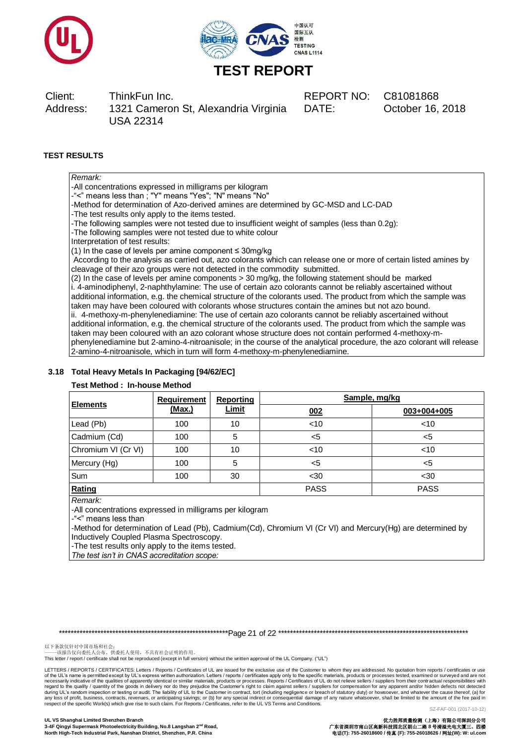# TEST REPORT

Client: ThinkFun Inc.
Address: 1321 Cameron St, Alexandria Virginia USA 22314

REPORT NO: C81081868
DATE: October 16, 2018

**TEST RESULTS**

*Remark:*
-All concentrations expressed in milligrams per kilogram
-"<" means less than ; "Y" means "Yes"; "N" means "No"
-Method for determination of Azo-derived amines are determined by GC-MSD and LC-DAD
-The test results only apply to the items tested.
-The following samples were not tested due to insufficient weight of samples (less than 0.2g):
-The following samples were not tested due to white colour
Interpretation of test results:
(1) In the case of levels per amine component ≤ 30mg/kg
According to the analysis as carried out, azo colorants which can release one or more of certain listed amines by cleavage of their azo groups were not detected in the commodity submitted.
(2) In the case of levels per amine components > 30 mg/kg, the following statement should be marked
i. 4-aminodiphenyl, 2-naphthylamine: The use of certain azo colorants cannot be reliably ascertained without additional information, e.g. the chemical structure of the colorants used. The product from which the sample was taken may have been coloured with colorants whose structures contain the amines but not azo bound.
ii. 4-methoxy-m-phenylenediamine: The use of certain azo colorants cannot be reliably ascertained without additional information, e.g. the chemical structure of the colorants used. The product from which the sample was taken may been coloured with an azo colorant whose structure does not contain performed 4-methoxy-m-phenylenediamine but 2-amino-4-nitroanisole; in the course of the analytical procedure, the azo colorant will release 2-amino-4-nitroanisole, which in turn will form 4-methoxy-m-phenylenediamine.

### 3.18 Total Heavy Metals In Packaging [94/62/EC]

**Test Method : In-house Method**

| Elements | Requirement (Max.) | Reporting Limit | Sample, mg/kg | |
|---|---|---|---|---|
| | | | 002 | 003+004+005 |
| Lead (Pb) | 100 | 10 | <10 | <10 |
| Cadmium (Cd) | 100 | 5 | <5 | <5 |
| Chromium VI (Cr VI) | 100 | 10 | <10 | <10 |
| Mercury (Hg) | 100 | 5 | <5 | <5 |
| Sum | 100 | 30 | <30 | <30 |
| **Rating** | | | PASS | PASS |

*Remark:*
-All concentrations expressed in milligrams per kilogram
-"<" means less than
-Method for determination of Lead (Pb), Cadmium(Cd), Chromium VI (Cr VI) and Mercury(Hg) are determined by Inductively Coupled Plasma Spectroscopy.
-The test results only apply to the items tested.
*The test isn't in CNAS accreditation scope:*

以下条款仅针对中国市场和社会：
——该报告仅向委托人公布、供委托人使用，不具有社会证明的作用。
This letter / report / certificate shall not be reproduced (except in full version) without the written approval of the UL Company. ("UL")

LETTERS / REPORTS / CERTIFICATES: Letters / Reports / Certificates of UL are issued for the exclusive use of the Customer to whom they are addressed. No quotation from reports / certificates or use of the UL's name is permitted except by UL's express written authorization. Letters / reports / certificates apply only to the specific materials, products or processes tested, examined or surveyed and are not necessarily indicative of the qualities of apparently identical or similar materials, products or processes. Reports / Certificates of UL do not relieve sellers / suppliers from their contractual responsibilities with regard to the quality / quantity of the goods in delivery nor do they prejudice the Customer's right to claim against sellers / suppliers for compensation for any apparent and/or hidden defects not detected during UL's random inspection or testing or audit. The liability of UL to the Customer in contract, tort (including negligence or breach of statutory duty) or howsoever, and whatever the cause thereof, (a) for any loss of profit, business, contracts, revenues, or anticipating savings; or (b) for any special indirect or consequential damage of any nature whatsoever, shall be limited to the amount of the fee paid in respect of the specific Work(s) which give rise to such claim. For Reports / Certificates, refer to the UL VS Terms and Conditions.

SZ-FAF-001 (2017-10-12)

**UL VS Shanghai Limited Shenzhen Branch**
**3-4F Qingyi Supermask Photoelectricity Building, No.8 Langshan 2nd Road, North High-Tech Industrial Park, Nanshan District, Shenzhen, P.R. China**

**优力胜邦质量检测（上海）有限公司深圳分公司**
**广东省深圳市南山区高新科技园北区朗山二路 8 号清溢光电大厦三、四楼**
**电话(T): 755-26018600 / 传真 (F): 755-26018626 / 网址(W): W: ul.com**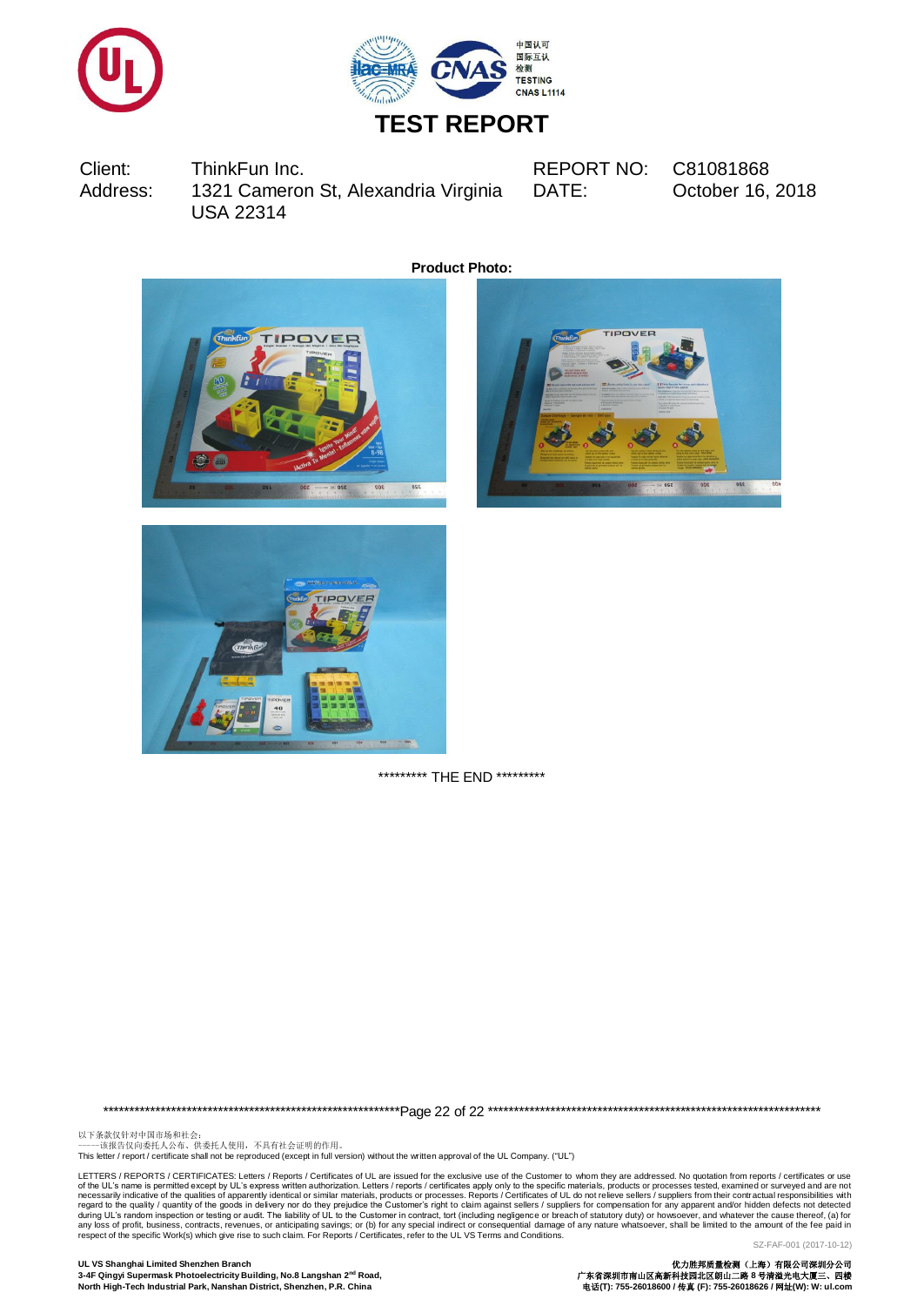# TEST REPORT

| | | | |
|---|---|---|---|
| Client: | ThinkFun Inc. | REPORT NO: | C81081868 |
| Address: | 1321 Cameron St, Alexandria Virginia USA 22314 | DATE: | October 16, 2018 |

**Product Photo:**

********* THE END *********

以下条款仅针对中国市场和社会：
——该报告仅向委托人公布、供委托人使用，不具有社会证明的作用。
This letter / report / certificate shall not be reproduced (except in full version) without the written approval of the UL Company. ("UL")

LETTERS / REPORTS / CERTIFICATES: Letters / Reports / Certificates of UL are issued for the exclusive use of the Customer to whom they are addressed. No quotation from reports / certificates or use of the UL's name is permitted except by UL's express written authorization. Letters / reports / certificates apply only to the specific materials, products or processes tested, examined or surveyed and are not necessarily indicative of the qualities of apparently identical or similar materials, products or processes. Reports / Certificates of UL do not relieve sellers / suppliers from their contractual responsibilities with regard to the quality / quantity of the goods in delivery nor do they prejudice the Customer's right to claim against sellers / suppliers for compensation for any apparent and/or hidden defects not detected during UL's random inspection or testing or audit. The liability of UL to the Customer in contract, tort (including negligence or breach of statutory duty) or howsoever, and whatever the cause thereof, (a) for any loss of profit, business, contracts, revenues, or anticipating savings; or (b) for any special indirect or consequential damage of any nature whatsoever, shall be limited to the amount of the fee paid in respect of the specific Work(s) which give rise to such claim. For Reports / Certificates, refer to the UL VS Terms and Conditions.

SZ-FAF-001 (2017-10-12)

**UL VS Shanghai Limited Shenzhen Branch**
**3-4F Qingyi Supermask Photoelectricity Building, No.8 Langshan 2nd Road, North High-Tech Industrial Park, Nanshan District, Shenzhen, P.R. China**

**优力胜邦质量检测（上海）有限公司深圳分公司**
**广东省深圳市南山区高新科技园北区朗山二路 8 号清溢光电大厦三、四楼**
**电话(T): 755-26018600 / 传真 (F): 755-26018626 / 网址(W): W: ul.com**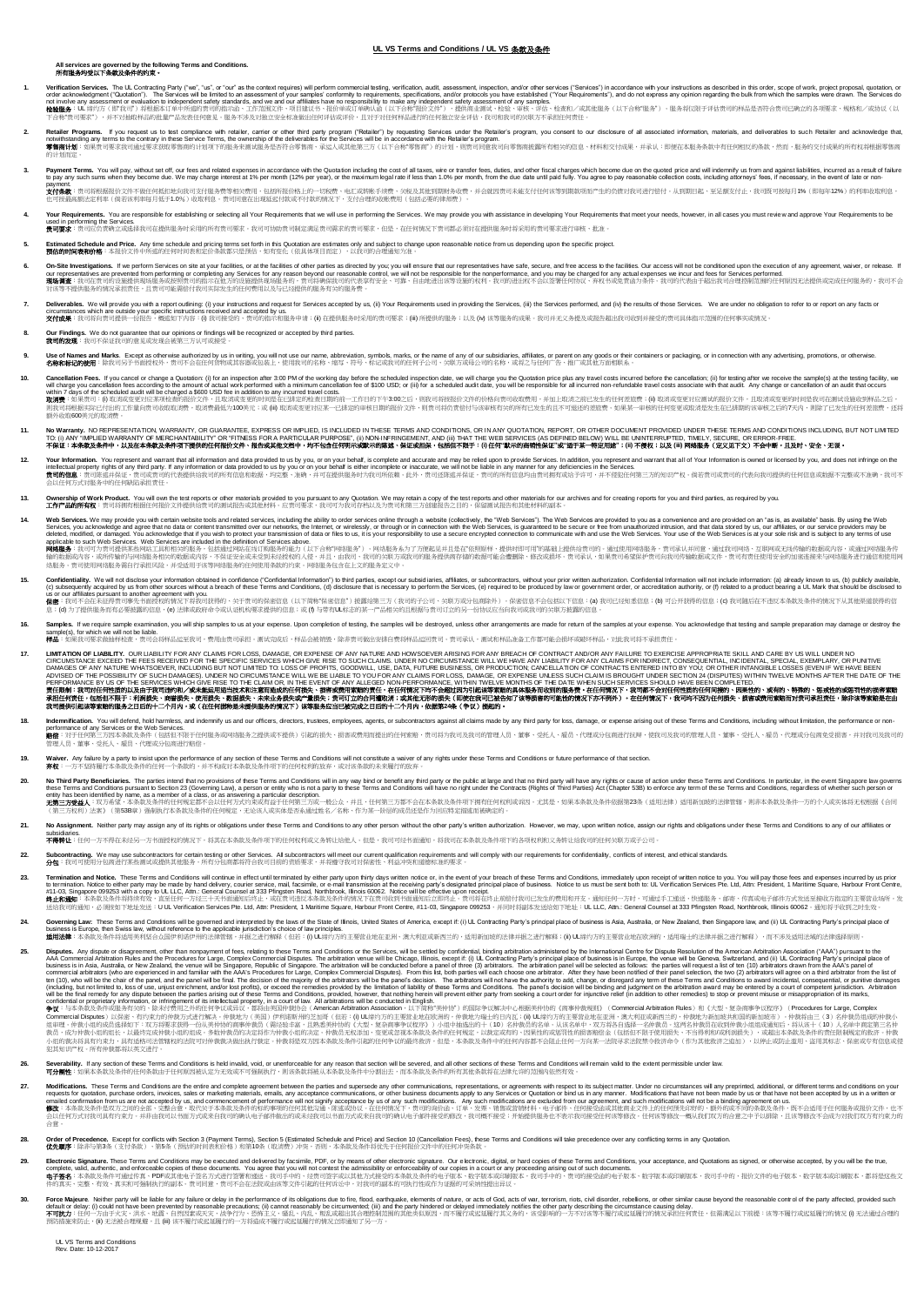# UL VS Terms and Conditions / UL VS 条款及条件

**All services are governed by the following Terms and Conditions.**
**所有服务均受以下条款及条件约束。**

1. **Verification Services.** / **检验服务：**
2. **Retailer Programs.** / **零售商计划：**
3. **Payment Terms.** / **支付条款：**
4. **Your Requirements.** / **贵司要求：**
5. **Estimated Schedule and Price.** / **预估的时间表和价格：**
6. **On-Site Investigations.** / **现场调查：**
7. **Deliverables.** / **交付成果：**
8. **Our Findings.** / **我司的发现：**
9. **Use of Names and Marks.** / **名称和标记的使用：**
10. **Cancellation Fees.** / **取消费：**
11. **No Warranty.** NO REPRESENTATION, WARRANTY, OR GUARANTEE, EXPRESS OR IMPLIED, IS INCLUDED IN THESE TERMS AND CONDITIONS, OR IN ANY QUOTATION, REPORT, OR OTHER DOCUMENT PROVIDED UNDER THESE TERMS AND CONDITIONS INCLUDING, BUT NOT LIMITED TO (I) ANY "IMPLIED WARRANTY OF MERCHANTABILITY" OR "FITNESS FOR A PARTICULAR PURPOSE", (II) NON-INFRINGEMENT, AND (III) THAT THE WEB SERVICES (AS DEFINED BELOW) WILL BE UNINTERRUPTED, TIMELY, SECURE, OR ERROR-FREE.
    **不保证：**
12. **Your Information.** / **贵司信息：**
13. **Ownership of Work Product.** / **工作产品的所有权：**
14. **Web Services.** / **网络服务：**
15. **Confidentiality.** / **保密：**
16. **Samples.** / **样品：**
17. **LIMITATION OF LIABILITY.** / **责任限制：**
18. **Indemnification.** / **赔偿：**
19. **Waiver.** / **弃权：**
20. **No Third Party Beneficiaries.** / **无第三方受益人：**
21. **No Assignment.** / **不得转让：**
22. **Subcontracting.** / **分包：**
23. **Termination and Notice.** / **终止和通知：**
24. **Governing Law.** / **适用法律：**
25. **Disputes.** / **争议：**
26. **Severability.** / **可分割性：**
27. **Modifications.** / **修改：**
28. **Order of Precedence.** / **优先顺序：**
29. **Electronic Signature.** / **电子签名：**
30. **Force Majeure.** / **不可抗力：**

UL VS Terms and Conditions
Rev. Date: 10-12-2017